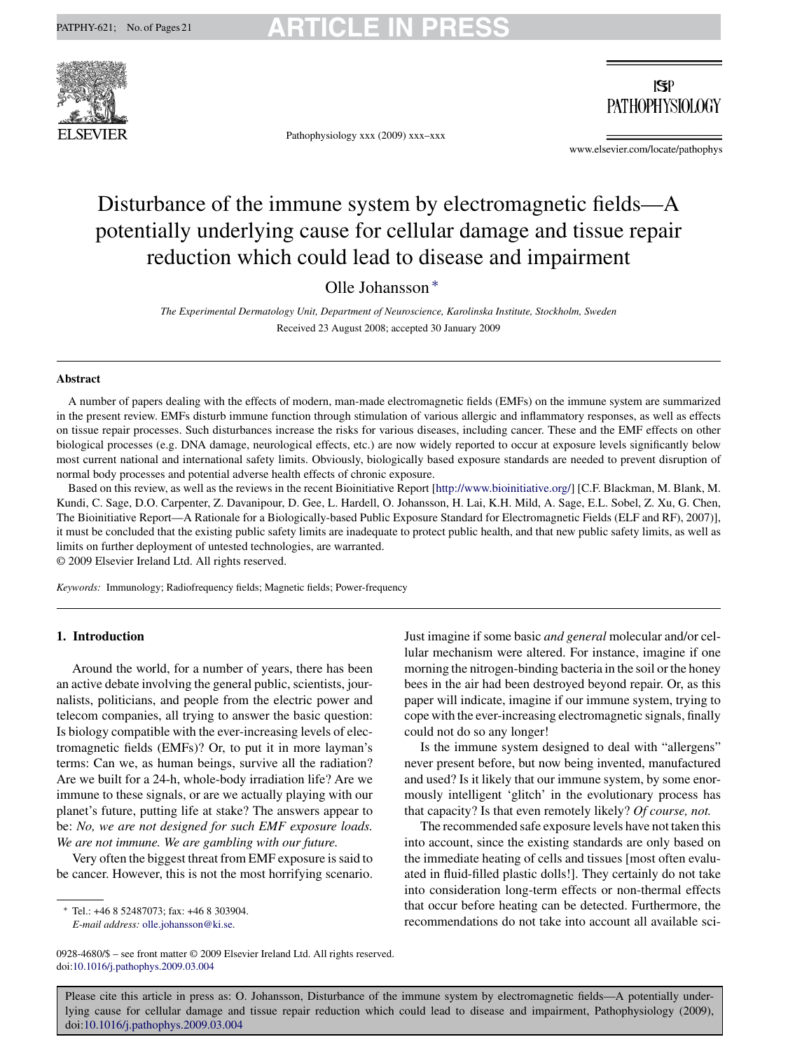# Disturbance of the immune system by electromagnetic fields—A potentially underlying cause for cellular damage and tissue repair reduction which could lead to disease and impairment

Olle Johansson*

*The Experimental Dermatology Unit, Department of Neuroscience, Karolinska Institute, Stockholm, Sweden*

Received 23 August 2008; accepted 30 January 2009

## Abstract

A number of papers dealing with the effects of modern, man-made electromagnetic fields (EMFs) on the immune system are summarized in the present review. EMFs disturb immune function through stimulation of various allergic and inflammatory responses, as well as effects on tissue repair processes. Such disturbances increase the risks for various diseases, including cancer. These and the EMF effects on other biological processes (e.g. DNA damage, neurological effects, etc.) are now widely reported to occur at exposure levels significantly below most current national and international safety limits. Obviously, biologically based exposure standards are needed to prevent disruption of normal body processes and potential adverse health effects of chronic exposure.

Based on this review, as well as the reviews in the recent Bioinitiative Report [http://www.bioinitiative.org/] [C.F. Blackman, M. Blank, M. Kundi, C. Sage, D.O. Carpenter, Z. Davanipour, D. Gee, L. Hardell, O. Johansson, H. Lai, K.H. Mild, A. Sage, E.L. Sobel, Z. Xu, G. Chen, The Bioinitiative Report—A Rationale for a Biologically-based Public Exposure Standard for Electromagnetic Fields (ELF and RF), 2007)], it must be concluded that the existing public safety limits are inadequate to protect public health, and that new public safety limits, as well as limits on further deployment of untested technologies, are warranted.

© 2009 Elsevier Ireland Ltd. All rights reserved.

*Keywords:* Immunology; Radiofrequency fields; Magnetic fields; Power-frequency

## 1. Introduction

Around the world, for a number of years, there has been an active debate involving the general public, scientists, journalists, politicians, and people from the electric power and telecom companies, all trying to answer the basic question: Is biology compatible with the ever-increasing levels of electromagnetic fields (EMFs)? Or, to put it in more layman's terms: Can we, as human beings, survive all the radiation? Are we built for a 24-h, whole-body irradiation life? Are we immune to these signals, or are we actually playing with our planet's future, putting life at stake? The answers appear to be: *No, we are not designed for such EMF exposure loads. We are not immune. We are gambling with our future.*

Very often the biggest threat from EMF exposure is said to be cancer. However, this is not the most horrifying scenario. Just imagine if some basic *and general* molecular and/or cellular mechanism were altered. For instance, imagine if one morning the nitrogen-binding bacteria in the soil or the honey bees in the air had been destroyed beyond repair. Or, as this paper will indicate, imagine if our immune system, trying to cope with the ever-increasing electromagnetic signals, finally could not do so any longer!

Is the immune system designed to deal with "allergens" never present before, but now being invented, manufactured and used? Is it likely that our immune system, by some enormously intelligent 'glitch' in the evolutionary process has that capacity? Is that even remotely likely? *Of course, not.*

The recommended safe exposure levels have not taken this into account, since the existing standards are only based on the immediate heating of cells and tissues [most often evaluated in fluid-filled plastic dolls!]. They certainly do not take into consideration long-term effects or non-thermal effects that occur before heating can be detected. Furthermore, the recommendations do not take into account all available sci-

---

* Tel.: +46 8 52487073; fax: +46 8 303904.
*E-mail address:* olle.johansson@ki.se.

0928-4680/$ – see front matter © 2009 Elsevier Ireland Ltd. All rights reserved.
doi:10.1016/j.pathophys.2009.03.004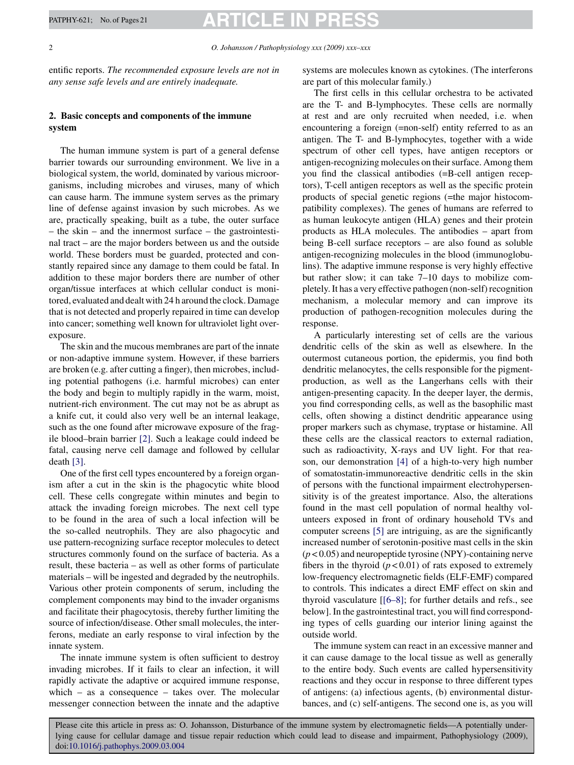entific reports. *The recommended exposure levels are not in any sense safe levels and are entirely inadequate.*

## 2. Basic concepts and components of the immune system

The human immune system is part of a general defense barrier towards our surrounding environment. We live in a biological system, the world, dominated by various microorganisms, including microbes and viruses, many of which can cause harm. The immune system serves as the primary line of defense against invasion by such microbes. As we are, practically speaking, built as a tube, the outer surface – the skin – and the innermost surface – the gastrointestinal tract – are the major borders between us and the outside world. These borders must be guarded, protected and constantly repaired since any damage to them could be fatal. In addition to these major borders there are number of other organ/tissue interfaces at which cellular conduct is monitored, evaluated and dealt with 24 h around the clock. Damage that is not detected and properly repaired in time can develop into cancer; something well known for ultraviolet light overexposure.

The skin and the mucous membranes are part of the innate or non-adaptive immune system. However, if these barriers are broken (e.g. after cutting a finger), then microbes, including potential pathogens (i.e. harmful microbes) can enter the body and begin to multiply rapidly in the warm, moist, nutrient-rich environment. The cut may not be as abrupt as a knife cut, it could also very well be an internal leakage, such as the one found after microwave exposure of the fragile blood–brain barrier [2]. Such a leakage could indeed be fatal, causing nerve cell damage and followed by cellular death [3].

One of the first cell types encountered by a foreign organism after a cut in the skin is the phagocytic white blood cell. These cells congregate within minutes and begin to attack the invading foreign microbes. The next cell type to be found in the area of such a local infection will be the so-called neutrophils. They are also phagocytic and use pattern-recognizing surface receptor molecules to detect structures commonly found on the surface of bacteria. As a result, these bacteria – as well as other forms of particulate materials – will be ingested and degraded by the neutrophils. Various other protein components of serum, including the complement components may bind to the invader organisms and facilitate their phagocytosis, thereby further limiting the source of infection/disease. Other small molecules, the interferons, mediate an early response to viral infection by the innate system.

The innate immune system is often sufficient to destroy invading microbes. If it fails to clear an infection, it will rapidly activate the adaptive or acquired immune response, which – as a consequence – takes over. The molecular messenger connection between the innate and the adaptive systems are molecules known as cytokines. (The interferons are part of this molecular family.)

The first cells in this cellular orchestra to be activated are the T- and B-lymphocytes. These cells are normally at rest and are only recruited when needed, i.e. when encountering a foreign (=non-self) entity referred to as an antigen. The T- and B-lymphocytes, together with a wide spectrum of other cell types, have antigen receptors or antigen-recognizing molecules on their surface. Among them you find the classical antibodies (=B-cell antigen receptors), T-cell antigen receptors as well as the specific protein products of special genetic regions (=the major histocompatibility complexes). The genes of humans are referred to as human leukocyte antigen (HLA) genes and their protein products as HLA molecules. The antibodies – apart from being B-cell surface receptors – are also found as soluble antigen-recognizing molecules in the blood (immunoglobulins). The adaptive immune response is very highly effective but rather slow; it can take 7–10 days to mobilize completely. It has a very effective pathogen (non-self) recognition mechanism, a molecular memory and can improve its production of pathogen-recognition molecules during the response.

A particularly interesting set of cells are the various dendritic cells of the skin as well as elsewhere. In the outermost cutaneous portion, the epidermis, you find both dendritic melanocytes, the cells responsible for the pigment-production, as well as the Langerhans cells with their antigen-presenting capacity. In the deeper layer, the dermis, you find corresponding cells, as well as the basophilic mast cells, often showing a distinct dendritic appearance using proper markers such as chymase, tryptase or histamine. All these cells are the classical reactors to external radiation, such as radioactivity, X-rays and UV light. For that reason, our demonstration [4] of a high-to-very high number of somatostatin-immunoreactive dendritic cells in the skin of persons with the functional impairment electrohypersensitivity is of the greatest importance. Also, the alterations found in the mast cell population of normal healthy volunteers exposed in front of ordinary household TVs and computer screens [5] are intriguing, as are the significantly increased number of serotonin-positive mast cells in the skin ($p < 0.05$) and neuropeptide tyrosine (NPY)-containing nerve fibers in the thyroid ($p < 0.01$) of rats exposed to extremely low-frequency electromagnetic fields (ELF-EMF) compared to controls. This indicates a direct EMF effect on skin and thyroid vasculature [[6–8]; for further details and refs., see below]. In the gastrointestinal tract, you will find corresponding types of cells guarding our interior lining against the outside world.

The immune system can react in an excessive manner and it can cause damage to the local tissue as well as generally to the entire body. Such events are called hypersensitivity reactions and they occur in response to three different types of antigens: (a) infectious agents, (b) environmental disturbances, and (c) self-antigens. The second one is, as you will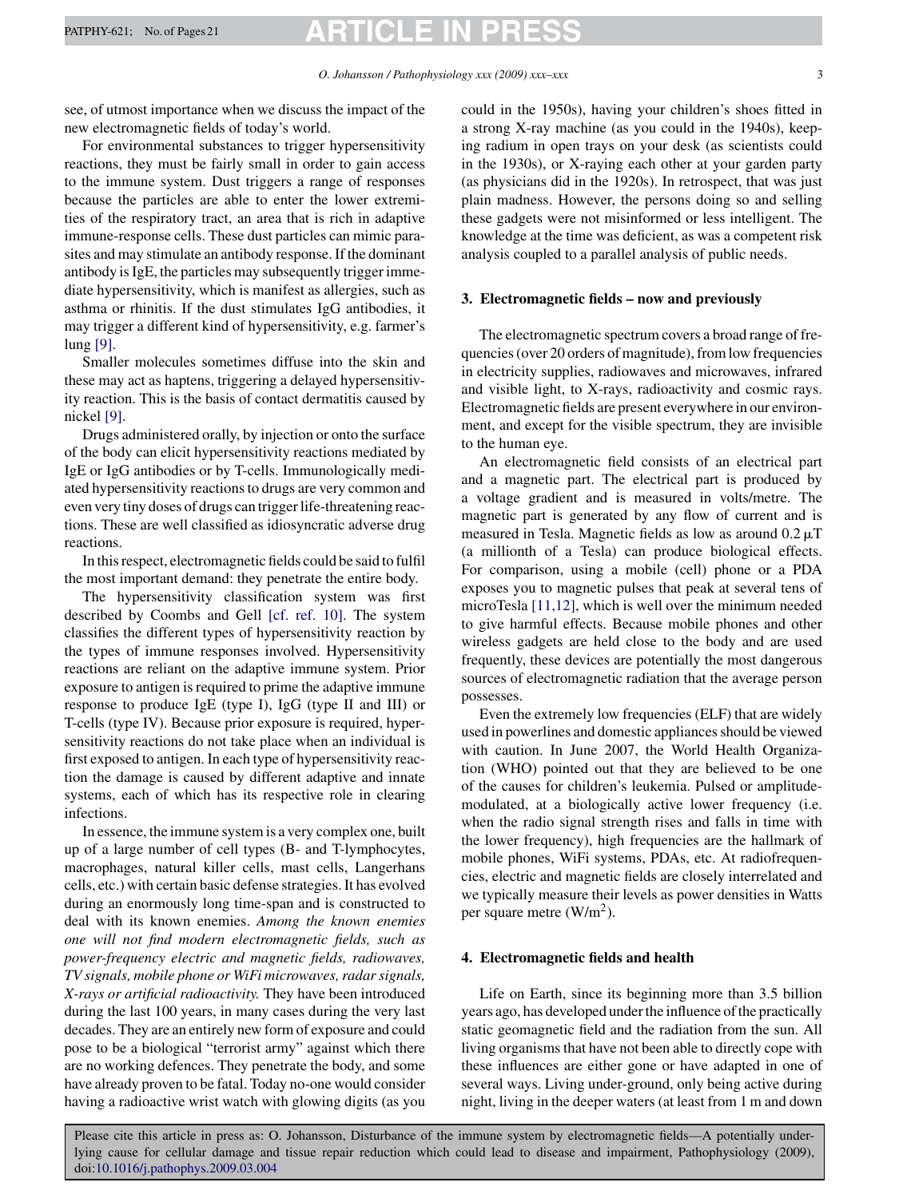see, of utmost importance when we discuss the impact of the new electromagnetic fields of today's world.

For environmental substances to trigger hypersensitivity reactions, they must be fairly small in order to gain access to the immune system. Dust triggers a range of responses because the particles are able to enter the lower extremities of the respiratory tract, an area that is rich in adaptive immune-response cells. These dust particles can mimic parasites and may stimulate an antibody response. If the dominant antibody is IgE, the particles may subsequently trigger immediate hypersensitivity, which is manifest as allergies, such as asthma or rhinitis. If the dust stimulates IgG antibodies, it may trigger a different kind of hypersensitivity, e.g. farmer's lung [9].

Smaller molecules sometimes diffuse into the skin and these may act as haptens, triggering a delayed hypersensitivity reaction. This is the basis of contact dermatitis caused by nickel [9].

Drugs administered orally, by injection or onto the surface of the body can elicit hypersensitivity reactions mediated by IgE or IgG antibodies or by T-cells. Immunologically mediated hypersensitivity reactions to drugs are very common and even very tiny doses of drugs can trigger life-threatening reactions. These are well classified as idiosyncratic adverse drug reactions.

In this respect, electromagnetic fields could be said to fulfil the most important demand: they penetrate the entire body.

The hypersensitivity classification system was first described by Coombs and Gell [cf. ref. 10]. The system classifies the different types of hypersensitivity reaction by the types of immune responses involved. Hypersensitivity reactions are reliant on the adaptive immune system. Prior exposure to antigen is required to prime the adaptive immune response to produce IgE (type I), IgG (type II and III) or T-cells (type IV). Because prior exposure is required, hypersensitivity reactions do not take place when an individual is first exposed to antigen. In each type of hypersensitivity reaction the damage is caused by different adaptive and innate systems, each of which has its respective role in clearing infections.

In essence, the immune system is a very complex one, built up of a large number of cell types (B- and T-lymphocytes, macrophages, natural killer cells, mast cells, Langerhans cells, etc.) with certain basic defense strategies. It has evolved during an enormously long time-span and is constructed to deal with its known enemies. *Among the known enemies one will not find modern electromagnetic fields, such as power-frequency electric and magnetic fields, radiowaves, TV signals, mobile phone or WiFi microwaves, radar signals, X-rays or artificial radioactivity.* They have been introduced during the last 100 years, in many cases during the very last decades. They are an entirely new form of exposure and could pose to be a biological "terrorist army" against which there are no working defences. They penetrate the body, and some have already proven to be fatal. Today no-one would consider having a radioactive wrist watch with glowing digits (as you could in the 1950s), having your children's shoes fitted in a strong X-ray machine (as you could in the 1940s), keeping radium in open trays on your desk (as scientists could in the 1930s), or X-raying each other at your garden party (as physicians did in the 1920s). In retrospect, that was just plain madness. However, the persons doing so and selling these gadgets were not misinformed or less intelligent. The knowledge at the time was deficient, as was a competent risk analysis coupled to a parallel analysis of public needs.

## 3. Electromagnetic fields – now and previously

The electromagnetic spectrum covers a broad range of frequencies (over 20 orders of magnitude), from low frequencies in electricity supplies, radiowaves and microwaves, infrared and visible light, to X-rays, radioactivity and cosmic rays. Electromagnetic fields are present everywhere in our environment, and except for the visible spectrum, they are invisible to the human eye.

An electromagnetic field consists of an electrical part and a magnetic part. The electrical part is produced by a voltage gradient and is measured in volts/metre. The magnetic part is generated by any flow of current and is measured in Tesla. Magnetic fields as low as around 0.2 $\mu$T (a millionth of a Tesla) can produce biological effects. For comparison, using a mobile (cell) phone or a PDA exposes you to magnetic pulses that peak at several tens of microTesla [11,12], which is well over the minimum needed to give harmful effects. Because mobile phones and other wireless gadgets are held close to the body and are used frequently, these devices are potentially the most dangerous sources of electromagnetic radiation that the average person possesses.

Even the extremely low frequencies (ELF) that are widely used in powerlines and domestic appliances should be viewed with caution. In June 2007, the World Health Organization (WHO) pointed out that they are believed to be one of the causes for children's leukemia. Pulsed or amplitude-modulated, at a biologically active lower frequency (i.e. when the radio signal strength rises and falls in time with the lower frequency), high frequencies are the hallmark of mobile phones, WiFi systems, PDAs, etc. At radiofrequencies, electric and magnetic fields are closely interrelated and we typically measure their levels as power densities in Watts per square metre (W/m$^2$).

## 4. Electromagnetic fields and health

Life on Earth, since its beginning more than 3.5 billion years ago, has developed under the influence of the practically static geomagnetic field and the radiation from the sun. All living organisms that have not been able to directly cope with these influences are either gone or have adapted in one of several ways. Living under-ground, only being active during night, living in the deeper waters (at least from 1 m and down

Please cite this article in press as: O. Johansson, Disturbance of the immune system by electromagnetic fields—A potentially underlying cause for cellular damage and tissue repair reduction which could lead to disease and impairment, Pathophysiology (2009), doi:10.1016/j.pathophys.2009.03.004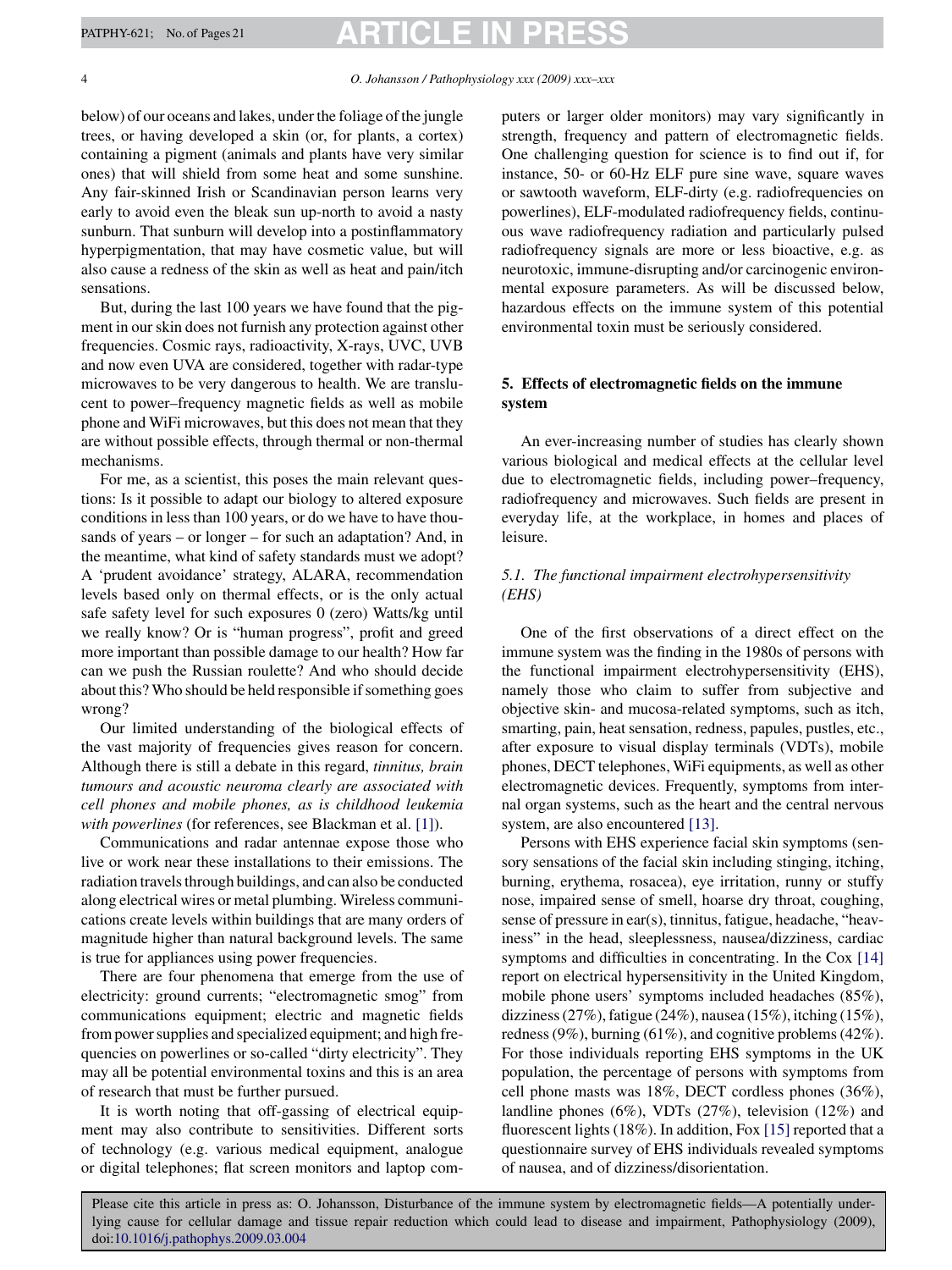below) of our oceans and lakes, under the foliage of the jungle trees, or having developed a skin (or, for plants, a cortex) containing a pigment (animals and plants have very similar ones) that will shield from some heat and some sunshine. Any fair-skinned Irish or Scandinavian person learns very early to avoid even the bleak sun up-north to avoid a nasty sunburn. That sunburn will develop into a postinflammatory hyperpigmentation, that may have cosmetic value, but will also cause a redness of the skin as well as heat and pain/itch sensations.

But, during the last 100 years we have found that the pigment in our skin does not furnish any protection against other frequencies. Cosmic rays, radioactivity, X-rays, UVC, UVB and now even UVA are considered, together with radar-type microwaves to be very dangerous to health. We are translucent to power–frequency magnetic fields as well as mobile phone and WiFi microwaves, but this does not mean that they are without possible effects, through thermal or non-thermal mechanisms.

For me, as a scientist, this poses the main relevant questions: Is it possible to adapt our biology to altered exposure conditions in less than 100 years, or do we have to have thousands of years – or longer – for such an adaptation? And, in the meantime, what kind of safety standards must we adopt? A 'prudent avoidance' strategy, ALARA, recommendation levels based only on thermal effects, or is the only actual safe safety level for such exposures 0 (zero) Watts/kg until we really know? Or is "human progress", profit and greed more important than possible damage to our health? How far can we push the Russian roulette? And who should decide about this? Who should be held responsible if something goes wrong?

Our limited understanding of the biological effects of the vast majority of frequencies gives reason for concern. Although there is still a debate in this regard, *tinnitus, brain tumours and acoustic neuroma clearly are associated with cell phones and mobile phones, as is childhood leukemia with powerlines* (for references, see Blackman et al. [1]).

Communications and radar antennae expose those who live or work near these installations to their emissions. The radiation travels through buildings, and can also be conducted along electrical wires or metal plumbing. Wireless communications create levels within buildings that are many orders of magnitude higher than natural background levels. The same is true for appliances using power frequencies.

There are four phenomena that emerge from the use of electricity: ground currents; "electromagnetic smog" from communications equipment; electric and magnetic fields from power supplies and specialized equipment; and high frequencies on powerlines or so-called "dirty electricity". They may all be potential environmental toxins and this is an area of research that must be further pursued.

It is worth noting that off-gassing of electrical equipment may also contribute to sensitivities. Different sorts of technology (e.g. various medical equipment, analogue or digital telephones; flat screen monitors and laptop computers or larger older monitors) may vary significantly in strength, frequency and pattern of electromagnetic fields. One challenging question for science is to find out if, for instance, 50- or 60-Hz ELF pure sine wave, square waves or sawtooth waveform, ELF-dirty (e.g. radiofrequencies on powerlines), ELF-modulated radiofrequency fields, continuous wave radiofrequency radiation and particularly pulsed radiofrequency signals are more or less bioactive, e.g. as neurotoxic, immune-disrupting and/or carcinogenic environmental exposure parameters. As will be discussed below, hazardous effects on the immune system of this potential environmental toxin must be seriously considered.

## 5. Effects of electromagnetic fields on the immune system

An ever-increasing number of studies has clearly shown various biological and medical effects at the cellular level due to electromagnetic fields, including power–frequency, radiofrequency and microwaves. Such fields are present in everyday life, at the workplace, in homes and places of leisure.

### *5.1. The functional impairment electrohypersensitivity (EHS)*

One of the first observations of a direct effect on the immune system was the finding in the 1980s of persons with the functional impairment electrohypersensitivity (EHS), namely those who claim to suffer from subjective and objective skin- and mucosa-related symptoms, such as itch, smarting, pain, heat sensation, redness, papules, pustles, etc., after exposure to visual display terminals (VDTs), mobile phones, DECT telephones, WiFi equipments, as well as other electromagnetic devices. Frequently, symptoms from internal organ systems, such as the heart and the central nervous system, are also encountered [13].

Persons with EHS experience facial skin symptoms (sensory sensations of the facial skin including stinging, itching, burning, erythema, rosacea), eye irritation, runny or stuffy nose, impaired sense of smell, hoarse dry throat, coughing, sense of pressure in ear(s), tinnitus, fatigue, headache, "heaviness" in the head, sleeplessness, nausea/dizziness, cardiac symptoms and difficulties in concentrating. In the Cox [14] report on electrical hypersensitivity in the United Kingdom, mobile phone users' symptoms included headaches (85%), dizziness (27%), fatigue (24%), nausea (15%), itching (15%), redness (9%), burning (61%), and cognitive problems (42%). For those individuals reporting EHS symptoms in the UK population, the percentage of persons with symptoms from cell phone masts was 18%, DECT cordless phones (36%), landline phones (6%), VDTs (27%), television (12%) and fluorescent lights (18%). In addition, Fox [15] reported that a questionnaire survey of EHS individuals revealed symptoms of nausea, and of dizziness/disorientation.

Please cite this article in press as: O. Johansson, Disturbance of the immune system by electromagnetic fields—A potentially underlying cause for cellular damage and tissue repair reduction which could lead to disease and impairment, Pathophysiology (2009), doi:10.1016/j.pathophys.2009.03.004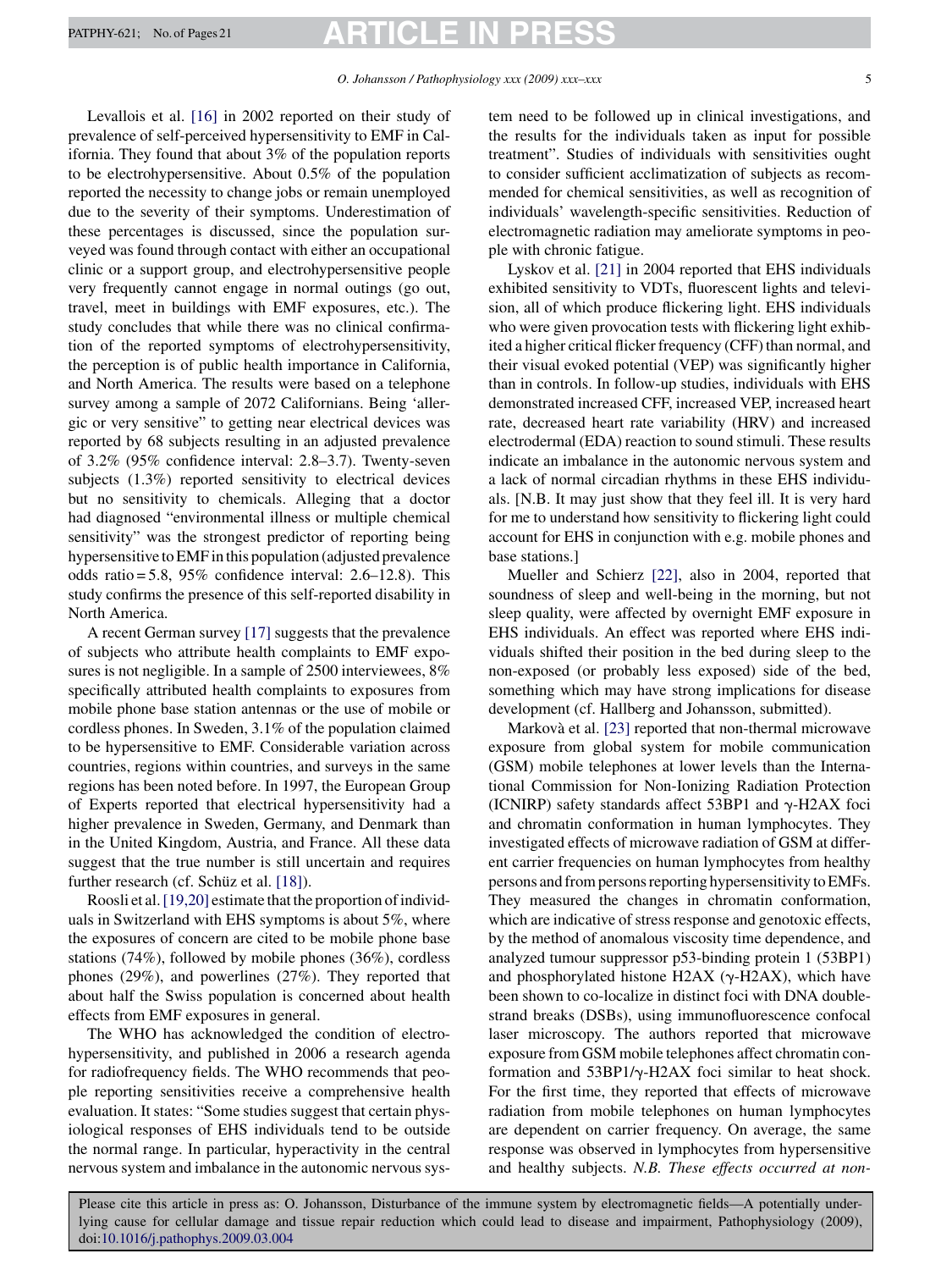Levallois et al. [16] in 2002 reported on their study of prevalence of self-perceived hypersensitivity to EMF in California. They found that about 3% of the population reports to be electrohypersensitive. About 0.5% of the population reported the necessity to change jobs or remain unemployed due to the severity of their symptoms. Underestimation of these percentages is discussed, since the population surveyed was found through contact with either an occupational clinic or a support group, and electrohypersensitive people very frequently cannot engage in normal outings (go out, travel, meet in buildings with EMF exposures, etc.). The study concludes that while there was no clinical confirmation of the reported symptoms of electrohypersensitivity, the perception is of public health importance in California, and North America. The results were based on a telephone survey among a sample of 2072 Californians. Being 'allergic or very sensitive" to getting near electrical devices was reported by 68 subjects resulting in an adjusted prevalence of 3.2% (95% confidence interval: 2.8–3.7). Twenty-seven subjects (1.3%) reported sensitivity to electrical devices but no sensitivity to chemicals. Alleging that a doctor had diagnosed "environmental illness or multiple chemical sensitivity" was the strongest predictor of reporting being hypersensitive to EMF in this population (adjusted prevalence odds ratio = 5.8, 95% confidence interval: 2.6–12.8). This study confirms the presence of this self-reported disability in North America.

A recent German survey [17] suggests that the prevalence of subjects who attribute health complaints to EMF exposures is not negligible. In a sample of 2500 interviewees, 8% specifically attributed health complaints to exposures from mobile phone base station antennas or the use of mobile or cordless phones. In Sweden, 3.1% of the population claimed to be hypersensitive to EMF. Considerable variation across countries, regions within countries, and surveys in the same regions has been noted before. In 1997, the European Group of Experts reported that electrical hypersensitivity had a higher prevalence in Sweden, Germany, and Denmark than in the United Kingdom, Austria, and France. All these data suggest that the true number is still uncertain and requires further research (cf. Schüz et al. [18]).

Roosli et al. [19,20] estimate that the proportion of individuals in Switzerland with EHS symptoms is about 5%, where the exposures of concern are cited to be mobile phone base stations (74%), followed by mobile phones (36%), cordless phones (29%), and powerlines (27%). They reported that about half the Swiss population is concerned about health effects from EMF exposures in general.

The WHO has acknowledged the condition of electrohypersensitivity, and published in 2006 a research agenda for radiofrequency fields. The WHO recommends that people reporting sensitivities receive a comprehensive health evaluation. It states: "Some studies suggest that certain physiological responses of EHS individuals tend to be outside the normal range. In particular, hyperactivity in the central nervous system and imbalance in the autonomic nervous system need to be followed up in clinical investigations, and the results for the individuals taken as input for possible treatment". Studies of individuals with sensitivities ought to consider sufficient acclimatization of subjects as recommended for chemical sensitivities, as well as recognition of individuals' wavelength-specific sensitivities. Reduction of electromagnetic radiation may ameliorate symptoms in people with chronic fatigue.

Lyskov et al. [21] in 2004 reported that EHS individuals exhibited sensitivity to VDTs, fluorescent lights and television, all of which produce flickering light. EHS individuals who were given provocation tests with flickering light exhibited a higher critical flicker frequency (CFF) than normal, and their visual evoked potential (VEP) was significantly higher than in controls. In follow-up studies, individuals with EHS demonstrated increased CFF, increased VEP, increased heart rate, decreased heart rate variability (HRV) and increased electrodermal (EDA) reaction to sound stimuli. These results indicate an imbalance in the autonomic nervous system and a lack of normal circadian rhythms in these EHS individuals. [N.B. It may just show that they feel ill. It is very hard for me to understand how sensitivity to flickering light could account for EHS in conjunction with e.g. mobile phones and base stations.]

Mueller and Schierz [22], also in 2004, reported that soundness of sleep and well-being in the morning, but not sleep quality, were affected by overnight EMF exposure in EHS individuals. An effect was reported where EHS individuals shifted their position in the bed during sleep to the non-exposed (or probably less exposed) side of the bed, something which may have strong implications for disease development (cf. Hallberg and Johansson, submitted).

Markovà et al. [23] reported that non-thermal microwave exposure from global system for mobile communication (GSM) mobile telephones at lower levels than the International Commission for Non-Ionizing Radiation Protection (ICNIRP) safety standards affect 53BP1 and γ-H2AX foci and chromatin conformation in human lymphocytes. They investigated effects of microwave radiation of GSM at different carrier frequencies on human lymphocytes from healthy persons and from persons reporting hypersensitivity to EMFs. They measured the changes in chromatin conformation, which are indicative of stress response and genotoxic effects, by the method of anomalous viscosity time dependence, and analyzed tumour suppressor p53-binding protein 1 (53BP1) and phosphorylated histone H2AX (γ-H2AX), which have been shown to co-localize in distinct foci with DNA double-strand breaks (DSBs), using immunofluorescence confocal laser microscopy. The authors reported that microwave exposure from GSM mobile telephones affect chromatin conformation and 53BP1/γ-H2AX foci similar to heat shock. For the first time, they reported that effects of microwave radiation from mobile telephones on human lymphocytes are dependent on carrier frequency. On average, the same response was observed in lymphocytes from hypersensitive and healthy subjects. *N.B. These effects occurred at non-*

Please cite this article in press as: O. Johansson, Disturbance of the immune system by electromagnetic fields—A potentially underlying cause for cellular damage and tissue repair reduction which could lead to disease and impairment, Pathophysiology (2009), doi:10.1016/j.pathophys.2009.03.004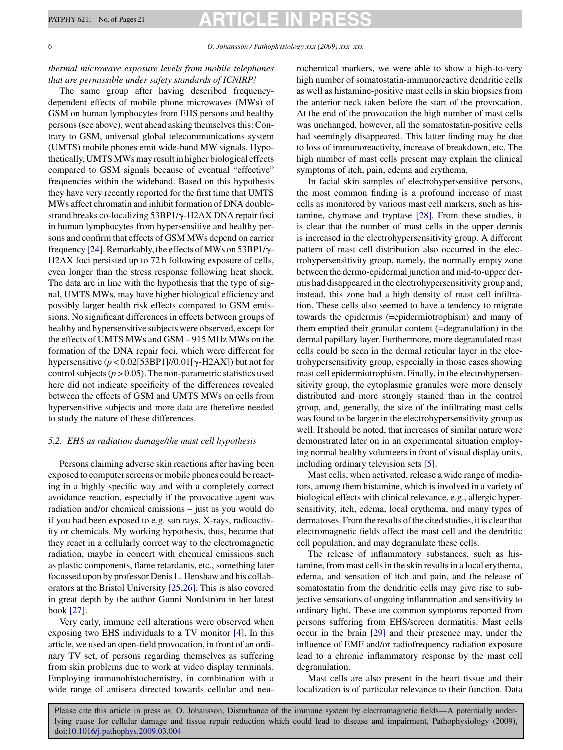*thermal microwave exposure levels from mobile telephones that are permissible under safety standards of ICNIRP!*

The same group after having described frequency-dependent effects of mobile phone microwaves (MWs) of GSM on human lymphocytes from EHS persons and healthy persons (see above), went ahead asking themselves this: Contrary to GSM, universal global telecommunications system (UMTS) mobile phones emit wide-band MW signals. Hypothetically, UMTS MWs may result in higher biological effects compared to GSM signals because of increased "effective" frequencies within the wideband. Based on this hypothesis they have very recently reported for the first time that UMTS MWs affect chromatin and inhibit formation of DNA double-strand breaks co-localizing 53BP1/γ-H2AX DNA repair foci in human lymphocytes from hypersensitive and healthy persons and confirm that effects of GSM MWs depend on carrier frequency [24]. Remarkably, the effects of MWs on 53BP1/γ-H2AX foci persisted up to 72 h following exposure of cells, even longer than the stress response following heat shock. The data are in line with the hypothesis that the type of signal, UMTS MWs, may have higher biological efficiency and possibly larger health risk effects compared to GSM emissions. No significant differences in effects between groups of healthy and hypersensitive subjects were observed, except for the effects of UMTS MWs and GSM – 915 MHz MWs on the formation of the DNA repair foci, which were different for hypersensitive ($p < 0.02$[53BP1]//0.01[γ-H2AX]) but not for control subjects ($p > 0.05$). The non-parametric statistics used here did not indicate specificity of the differences revealed between the effects of GSM and UMTS MWs on cells from hypersensitive subjects and more data are therefore needed to study the nature of these differences.

### 5.2. EHS as radiation damage/the mast cell hypothesis

Persons claiming adverse skin reactions after having been exposed to computer screens or mobile phones could be reacting in a highly specific way and with a completely correct avoidance reaction, especially if the provocative agent was radiation and/or chemical emissions – just as you would do if you had been exposed to e.g. sun rays, X-rays, radioactivity or chemicals. My working hypothesis, thus, became that they react in a cellularly correct way to the electromagnetic radiation, maybe in concert with chemical emissions such as plastic components, flame retardants, etc., something later focussed upon by professor Denis L. Henshaw and his collaborators at the Bristol University [25,26]. This is also covered in great depth by the author Gunni Nordström in her latest book [27].

Very early, immune cell alterations were observed when exposing two EHS individuals to a TV monitor [4]. In this article, we used an open-field provocation, in front of an ordinary TV set, of persons regarding themselves as suffering from skin problems due to work at video display terminals. Employing immunohistochemistry, in combination with a wide range of antisera directed towards cellular and neurochemical markers, we were able to show a high-to-very high number of somatostatin-immunoreactive dendritic cells as well as histamine-positive mast cells in skin biopsies from the anterior neck taken before the start of the provocation. At the end of the provocation the high number of mast cells was unchanged, however, all the somatostatin-positive cells had seemingly disappeared. This latter finding may be due to loss of immunoreactivity, increase of breakdown, etc. The high number of mast cells present may explain the clinical symptoms of itch, pain, edema and erythema.

In facial skin samples of electrohypersensitive persons, the most common finding is a profound increase of mast cells as monitored by various mast cell markers, such as histamine, chymase and tryptase [28]. From these studies, it is clear that the number of mast cells in the upper dermis is increased in the electrohypersensitivity group. A different pattern of mast cell distribution also occurred in the electrohypersensitivity group, namely, the normally empty zone between the dermo-epidermal junction and mid-to-upper dermis had disappeared in the electrohypersensitivity group and, instead, this zone had a high density of mast cell infiltration. These cells also seemed to have a tendency to migrate towards the epidermis (=epidermiotrophism) and many of them emptied their granular content (=degranulation) in the dermal papillary layer. Furthermore, more degranulated mast cells could be seen in the dermal reticular layer in the electrohypersensitivity group, especially in those cases showing mast cell epidermiotrophism. Finally, in the electrohypersensitivity group, the cytoplasmic granules were more densely distributed and more strongly stained than in the control group, and, generally, the size of the infiltrating mast cells was found to be larger in the electrohypersensitivity group as well. It should be noted, that increases of similar nature were demonstrated later on in an experimental situation employing normal healthy volunteers in front of visual display units, including ordinary television sets [5].

Mast cells, when activated, release a wide range of mediators, among them histamine, which is involved in a variety of biological effects with clinical relevance, e.g., allergic hypersensitivity, itch, edema, local erythema, and many types of dermatoses. From the results of the cited studies, it is clear that electromagnetic fields affect the mast cell and the dendritic cell population, and may degranulate these cells.

The release of inflammatory substances, such as histamine, from mast cells in the skin results in a local erythema, edema, and sensation of itch and pain, and the release of somatostatin from the dendritic cells may give rise to subjective sensations of ongoing inflammation and sensitivity to ordinary light. These are common symptoms reported from persons suffering from EHS/screen dermatitis. Mast cells occur in the brain [29] and their presence may, under the influence of EMF and/or radiofrequency radiation exposure lead to a chronic inflammatory response by the mast cell degranulation.

Mast cells are also present in the heart tissue and their localization is of particular relevance to their function. Data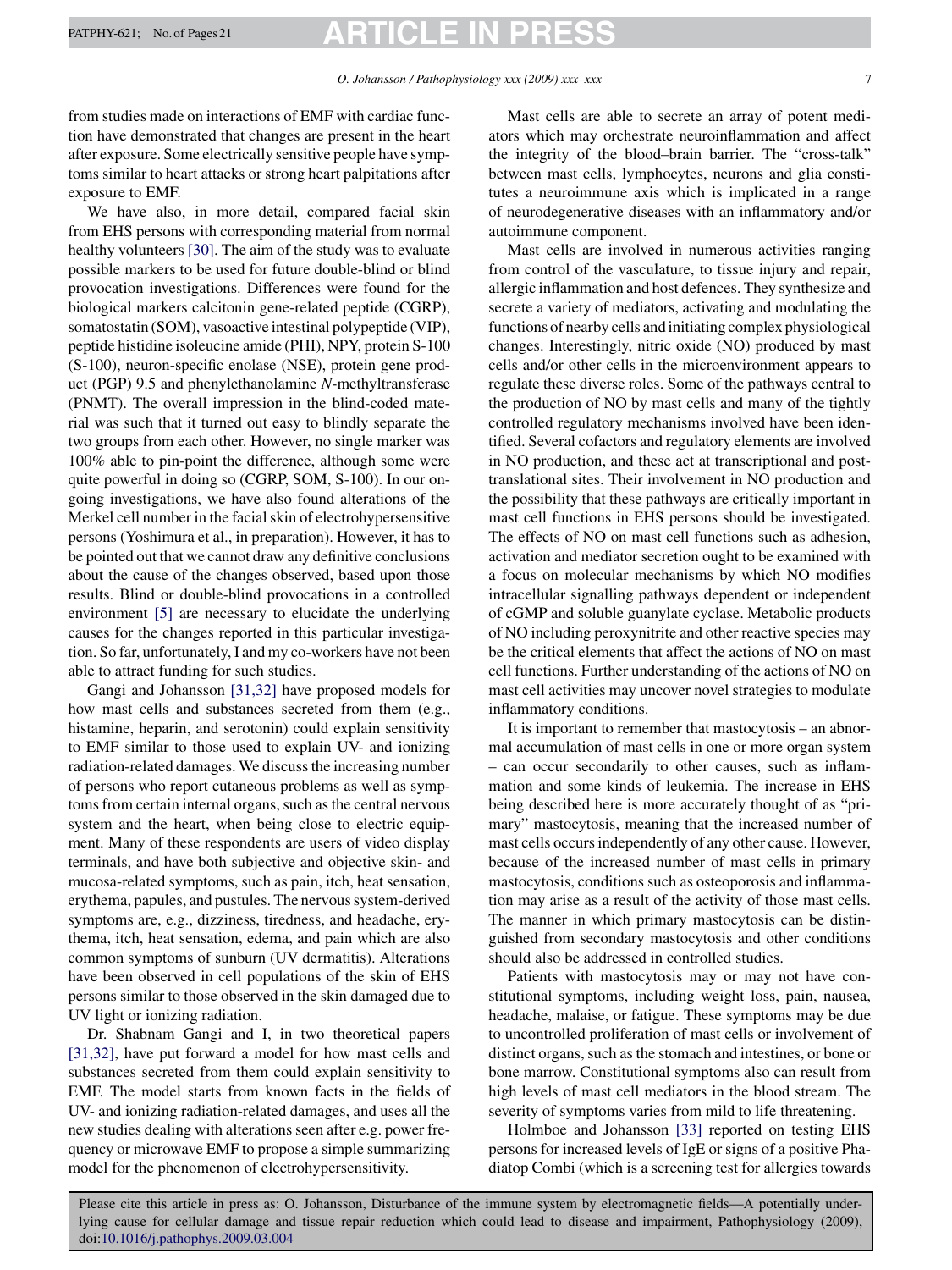from studies made on interactions of EMF with cardiac function have demonstrated that changes are present in the heart after exposure. Some electrically sensitive people have symptoms similar to heart attacks or strong heart palpitations after exposure to EMF.

We have also, in more detail, compared facial skin from EHS persons with corresponding material from normal healthy volunteers [30]. The aim of the study was to evaluate possible markers to be used for future double-blind or blind provocation investigations. Differences were found for the biological markers calcitonin gene-related peptide (CGRP), somatostatin (SOM), vasoactive intestinal polypeptide (VIP), peptide histidine isoleucine amide (PHI), NPY, protein S-100 (S-100), neuron-specific enolase (NSE), protein gene product (PGP) 9.5 and phenylethanolamine *N*-methyltransferase (PNMT). The overall impression in the blind-coded material was such that it turned out easy to blindly separate the two groups from each other. However, no single marker was 100% able to pin-point the difference, although some were quite powerful in doing so (CGRP, SOM, S-100). In our ongoing investigations, we have also found alterations of the Merkel cell number in the facial skin of electrohypersensitive persons (Yoshimura et al., in preparation). However, it has to be pointed out that we cannot draw any definitive conclusions about the cause of the changes observed, based upon those results. Blind or double-blind provocations in a controlled environment [5] are necessary to elucidate the underlying causes for the changes reported in this particular investigation. So far, unfortunately, I and my co-workers have not been able to attract funding for such studies.

Gangi and Johansson [31,32] have proposed models for how mast cells and substances secreted from them (e.g., histamine, heparin, and serotonin) could explain sensitivity to EMF similar to those used to explain UV- and ionizing radiation-related damages. We discuss the increasing number of persons who report cutaneous problems as well as symptoms from certain internal organs, such as the central nervous system and the heart, when being close to electric equipment. Many of these respondents are users of video display terminals, and have both subjective and objective skin- and mucosa-related symptoms, such as pain, itch, heat sensation, erythema, papules, and pustules. The nervous system-derived symptoms are, e.g., dizziness, tiredness, and headache, erythema, itch, heat sensation, edema, and pain which are also common symptoms of sunburn (UV dermatitis). Alterations have been observed in cell populations of the skin of EHS persons similar to those observed in the skin damaged due to UV light or ionizing radiation.

Dr. Shabnam Gangi and I, in two theoretical papers [31,32], have put forward a model for how mast cells and substances secreted from them could explain sensitivity to EMF. The model starts from known facts in the fields of UV- and ionizing radiation-related damages, and uses all the new studies dealing with alterations seen after e.g. power frequency or microwave EMF to propose a simple summarizing model for the phenomenon of electrohypersensitivity.

Mast cells are able to secrete an array of potent mediators which may orchestrate neuroinflammation and affect the integrity of the blood–brain barrier. The "cross-talk" between mast cells, lymphocytes, neurons and glia constitutes a neuroimmune axis which is implicated in a range of neurodegenerative diseases with an inflammatory and/or autoimmune component.

Mast cells are involved in numerous activities ranging from control of the vasculature, to tissue injury and repair, allergic inflammation and host defences. They synthesize and secrete a variety of mediators, activating and modulating the functions of nearby cells and initiating complex physiological changes. Interestingly, nitric oxide (NO) produced by mast cells and/or other cells in the microenvironment appears to regulate these diverse roles. Some of the pathways central to the production of NO by mast cells and many of the tightly controlled regulatory mechanisms involved have been identified. Several cofactors and regulatory elements are involved in NO production, and these act at transcriptional and post-translational sites. Their involvement in NO production and the possibility that these pathways are critically important in mast cell functions in EHS persons should be investigated. The effects of NO on mast cell functions such as adhesion, activation and mediator secretion ought to be examined with a focus on molecular mechanisms by which NO modifies intracellular signalling pathways dependent or independent of cGMP and soluble guanylate cyclase. Metabolic products of NO including peroxynitrite and other reactive species may be the critical elements that affect the actions of NO on mast cell functions. Further understanding of the actions of NO on mast cell activities may uncover novel strategies to modulate inflammatory conditions.

It is important to remember that mastocytosis – an abnormal accumulation of mast cells in one or more organ system – can occur secondarily to other causes, such as inflammation and some kinds of leukemia. The increase in EHS being described here is more accurately thought of as "primary" mastocytosis, meaning that the increased number of mast cells occurs independently of any other cause. However, because of the increased number of mast cells in primary mastocytosis, conditions such as osteoporosis and inflammation may arise as a result of the activity of those mast cells. The manner in which primary mastocytosis can be distinguished from secondary mastocytosis and other conditions should also be addressed in controlled studies.

Patients with mastocytosis may or may not have constitutional symptoms, including weight loss, pain, nausea, headache, malaise, or fatigue. These symptoms may be due to uncontrolled proliferation of mast cells or involvement of distinct organs, such as the stomach and intestines, or bone or bone marrow. Constitutional symptoms also can result from high levels of mast cell mediators in the blood stream. The severity of symptoms varies from mild to life threatening.

Holmboe and Johansson [33] reported on testing EHS persons for increased levels of IgE or signs of a positive Phadiatop Combi (which is a screening test for allergies towards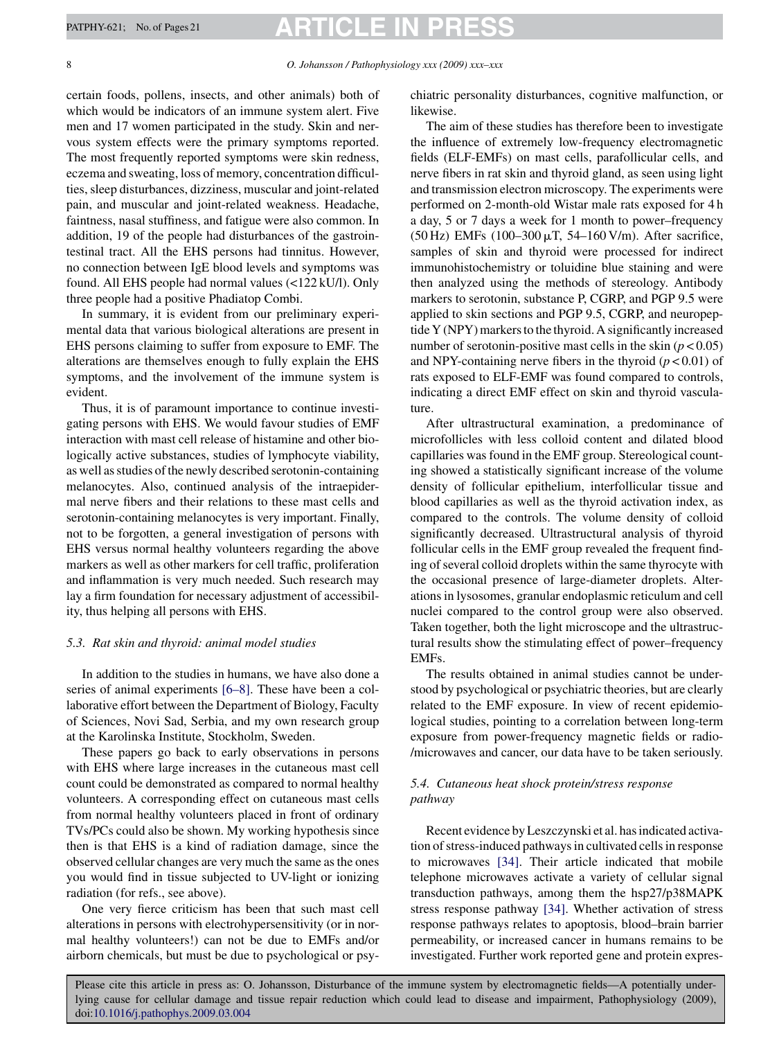certain foods, pollens, insects, and other animals) both of which would be indicators of an immune system alert. Five men and 17 women participated in the study. Skin and nervous system effects were the primary symptoms reported. The most frequently reported symptoms were skin redness, eczema and sweating, loss of memory, concentration difficulties, sleep disturbances, dizziness, muscular and joint-related pain, and muscular and joint-related weakness. Headache, faintness, nasal stuffiness, and fatigue were also common. In addition, 19 of the people had disturbances of the gastrointestinal tract. All the EHS persons had tinnitus. However, no connection between IgE blood levels and symptoms was found. All EHS people had normal values (<122 kU/l). Only three people had a positive Phadiatop Combi.

In summary, it is evident from our preliminary experimental data that various biological alterations are present in EHS persons claiming to suffer from exposure to EMF. The alterations are themselves enough to fully explain the EHS symptoms, and the involvement of the immune system is evident.

Thus, it is of paramount importance to continue investigating persons with EHS. We would favour studies of EMF interaction with mast cell release of histamine and other biologically active substances, studies of lymphocyte viability, as well as studies of the newly described serotonin-containing melanocytes. Also, continued analysis of the intraepidermal nerve fibers and their relations to these mast cells and serotonin-containing melanocytes is very important. Finally, not to be forgotten, a general investigation of persons with EHS versus normal healthy volunteers regarding the above markers as well as other markers for cell traffic, proliferation and inflammation is very much needed. Such research may lay a firm foundation for necessary adjustment of accessibility, thus helping all persons with EHS.

### 5.3. Rat skin and thyroid: animal model studies

In addition to the studies in humans, we have also done a series of animal experiments [6–8]. These have been a collaborative effort between the Department of Biology, Faculty of Sciences, Novi Sad, Serbia, and my own research group at the Karolinska Institute, Stockholm, Sweden.

These papers go back to early observations in persons with EHS where large increases in the cutaneous mast cell count could be demonstrated as compared to normal healthy volunteers. A corresponding effect on cutaneous mast cells from normal healthy volunteers placed in front of ordinary TVs/PCs could also be shown. My working hypothesis since then is that EHS is a kind of radiation damage, since the observed cellular changes are very much the same as the ones you would find in tissue subjected to UV-light or ionizing radiation (for refs., see above).

One very fierce criticism has been that such mast cell alterations in persons with electrohypersensitivity (or in normal healthy volunteers!) can not be due to EMFs and/or airborn chemicals, but must be due to psychological or psychiatric personality disturbances, cognitive malfunction, or likewise.

The aim of these studies has therefore been to investigate the influence of extremely low-frequency electromagnetic fields (ELF-EMFs) on mast cells, parafollicular cells, and nerve fibers in rat skin and thyroid gland, as seen using light and transmission electron microscopy. The experiments were performed on 2-month-old Wistar male rats exposed for 4 h a day, 5 or 7 days a week for 1 month to power–frequency (50 Hz) EMFs (100–300 μT, 54–160 V/m). After sacrifice, samples of skin and thyroid were processed for indirect immunohistochemistry or toluidine blue staining and were then analyzed using the methods of stereology. Antibody markers to serotonin, substance P, CGRP, and PGP 9.5 were applied to skin sections and PGP 9.5, CGRP, and neuropeptide Y (NPY) markers to the thyroid. A significantly increased number of serotonin-positive mast cells in the skin ($p < 0.05$) and NPY-containing nerve fibers in the thyroid ($p < 0.01$) of rats exposed to ELF-EMF was found compared to controls, indicating a direct EMF effect on skin and thyroid vasculature.

After ultrastructural examination, a predominance of microfollicles with less colloid content and dilated blood capillaries was found in the EMF group. Stereological counting showed a statistically significant increase of the volume density of follicular epithelium, interfollicular tissue and blood capillaries as well as the thyroid activation index, as compared to the controls. The volume density of colloid significantly decreased. Ultrastructural analysis of thyroid follicular cells in the EMF group revealed the frequent finding of several colloid droplets within the same thyrocyte with the occasional presence of large-diameter droplets. Alterations in lysosomes, granular endoplasmic reticulum and cell nuclei compared to the control group were also observed. Taken together, both the light microscope and the ultrastructural results show the stimulating effect of power–frequency EMFs.

The results obtained in animal studies cannot be understood by psychological or psychiatric theories, but are clearly related to the EMF exposure. In view of recent epidemiological studies, pointing to a correlation between long-term exposure from power-frequency magnetic fields or radio-/microwaves and cancer, our data have to be taken seriously.

### 5.4. Cutaneous heat shock protein/stress response pathway

Recent evidence by Leszczynski et al. has indicated activation of stress-induced pathways in cultivated cells in response to microwaves [34]. Their article indicated that mobile telephone microwaves activate a variety of cellular signal transduction pathways, among them the hsp27/p38MAPK stress response pathway [34]. Whether activation of stress response pathways relates to apoptosis, blood–brain barrier permeability, or increased cancer in humans remains to be investigated. Further work reported gene and protein expres-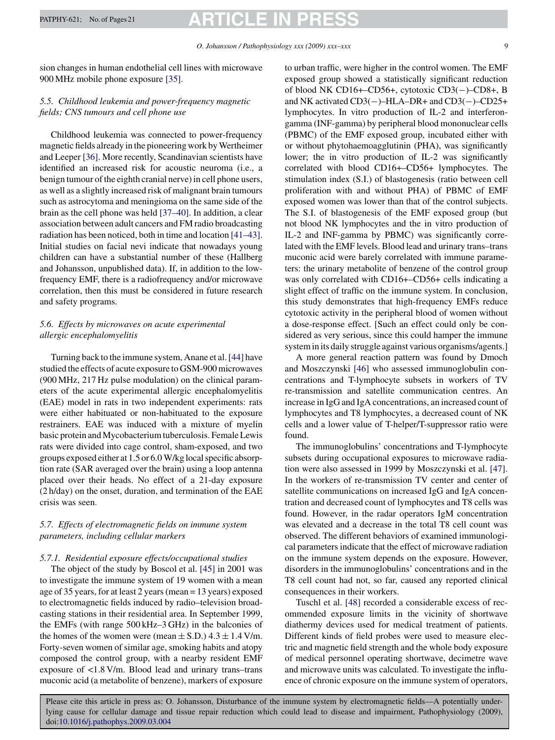sion changes in human endothelial cell lines with microwave 900 MHz mobile phone exposure [35].

### 5.5. Childhood leukemia and power-frequency magnetic fields; CNS tumours and cell phone use

Childhood leukemia was connected to power-frequency magnetic fields already in the pioneering work by Wertheimer and Leeper [36]. More recently, Scandinavian scientists have identified an increased risk for acoustic neuroma (i.e., a benign tumour of the eighth cranial nerve) in cell phone users, as well as a slightly increased risk of malignant brain tumours such as astrocytoma and meningioma on the same side of the brain as the cell phone was held [37–40]. In addition, a clear association between adult cancers and FM radio broadcasting radiation has been noticed, both in time and location [41–43]. Initial studies on facial nevi indicate that nowadays young children can have a substantial number of these (Hallberg and Johansson, unpublished data). If, in addition to the low-frequency EMF, there is a radiofrequency and/or microwave correlation, then this must be considered in future research and safety programs.

### 5.6. Effects by microwaves on acute experimental allergic encephalomyelitis

Turning back to the immune system, Anane et al. [44] have studied the effects of acute exposure to GSM-900 microwaves (900 MHz, 217 Hz pulse modulation) on the clinical parameters of the acute experimental allergic encephalomyelitis (EAE) model in rats in two independent experiments: rats were either habituated or non-habituated to the exposure restrainers. EAE was induced with a mixture of myelin basic protein and Mycobacterium tuberculosis. Female Lewis rats were divided into cage control, sham-exposed, and two groups exposed either at 1.5 or 6.0 W/kg local specific absorption rate (SAR averaged over the brain) using a loop antenna placed over their heads. No effect of a 21-day exposure (2 h/day) on the onset, duration, and termination of the EAE crisis was seen.

### 5.7. Effects of electromagnetic fields on immune system parameters, including cellular markers

#### 5.7.1. Residential exposure effects/occupational studies

The object of the study by Boscol et al. [45] in 2001 was to investigate the immune system of 19 women with a mean age of 35 years, for at least 2 years (mean = 13 years) exposed to electromagnetic fields induced by radio–television broadcasting stations in their residential area. In September 1999, the EMFs (with range 500 kHz–3 GHz) in the balconies of the homes of the women were (mean ± S.D.) 4.3 ± 1.4 V/m. Forty-seven women of similar age, smoking habits and atopy composed the control group, with a nearby resident EMF exposure of <1.8 V/m. Blood lead and urinary trans–trans muconic acid (a metabolite of benzene), markers of exposure to urban traffic, were higher in the control women. The EMF exposed group showed a statistically significant reduction of blood NK CD16+–CD56+, cytotoxic CD3(−)–CD8+, B and NK activated CD3(−)–HLA–DR+ and CD3(−)–CD25+ lymphocytes. In vitro production of IL-2 and interferon-gamma (INF-gamma) by peripheral blood mononuclear cells (PBMC) of the EMF exposed group, incubated either with or without phytohaemoagglutinin (PHA), was significantly lower; the in vitro production of IL-2 was significantly correlated with blood CD16+–CD56+ lymphocytes. The stimulation index (S.I.) of blastogenesis (ratio between cell proliferation with and without PHA) of PBMC of EMF exposed women was lower than that of the control subjects. The S.I. of blastogenesis of the EMF exposed group (but not blood NK lymphocytes and the in vitro production of IL-2 and INF-gamma by PBMC) was significantly correlated with the EMF levels. Blood lead and urinary trans–trans muconic acid were barely correlated with immune parameters: the urinary metabolite of benzene of the control group was only correlated with CD16+–CD56+ cells indicating a slight effect of traffic on the immune system. In conclusion, this study demonstrates that high-frequency EMFs reduce cytotoxic activity in the peripheral blood of women without a dose-response effect. [Such an effect could only be considered as very serious, since this could hamper the immune system in its daily struggle against various organisms/agents.]

A more general reaction pattern was found by Dmoch and Moszczynski [46] who assessed immunoglobulin concentrations and T-lymphocyte subsets in workers of TV re-transmission and satellite communication centres. An increase in IgG and IgA concentrations, an increased count of lymphocytes and T8 lymphocytes, a decreased count of NK cells and a lower value of T-helper/T-suppressor ratio were found.

The immunoglobulins' concentrations and T-lymphocyte subsets during occupational exposures to microwave radiation were also assessed in 1999 by Moszczynski et al. [47]. In the workers of re-transmission TV center and center of satellite communications on increased IgG and IgA concentration and decreased count of lymphocytes and T8 cells was found. However, in the radar operators IgM concentration was elevated and a decrease in the total T8 cell count was observed. The different behaviors of examined immunological parameters indicate that the effect of microwave radiation on the immune system depends on the exposure. However, disorders in the immunoglobulins' concentrations and in the T8 cell count had not, so far, caused any reported clinical consequences in their workers.

Tuschl et al. [48] recorded a considerable excess of recommended exposure limits in the vicinity of shortwave diathermy devices used for medical treatment of patients. Different kinds of field probes were used to measure electric and magnetic field strength and the whole body exposure of medical personnel operating shortwave, decimetre wave and microwave units was calculated. To investigate the influence of chronic exposure on the immune system of operators,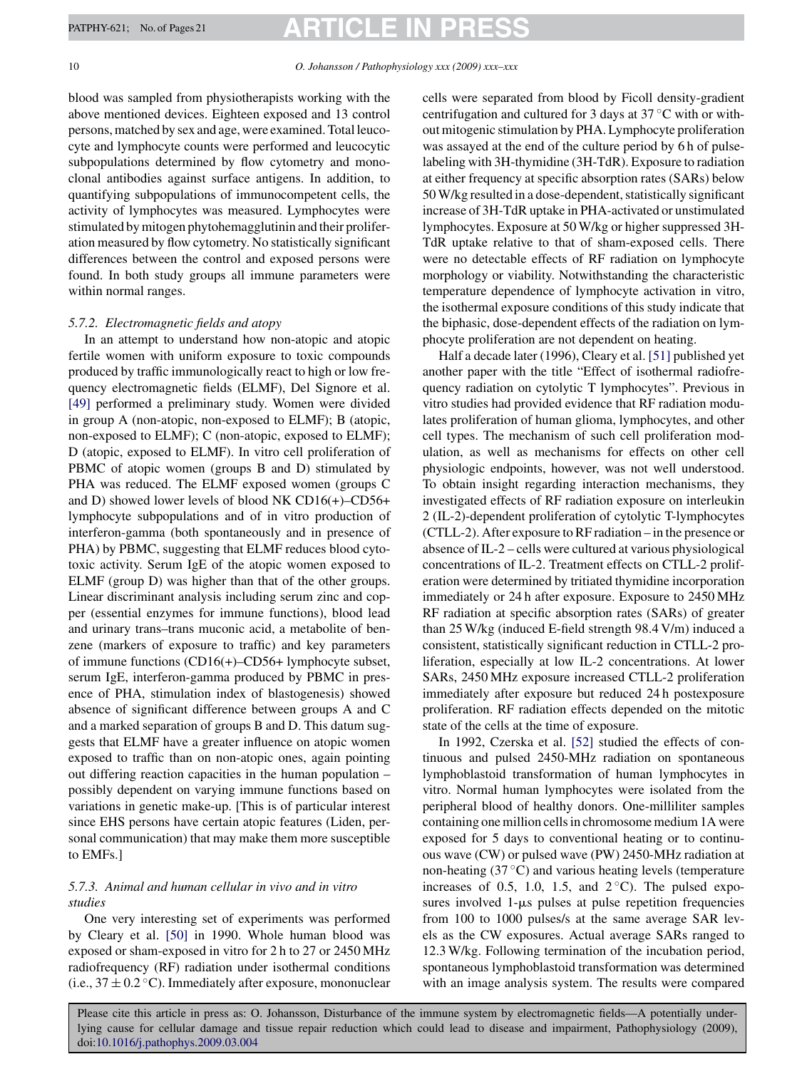blood was sampled from physiotherapists working with the above mentioned devices. Eighteen exposed and 13 control persons, matched by sex and age, were examined. Total leucocyte and lymphocyte counts were performed and leucocytic subpopulations determined by flow cytometry and monoclonal antibodies against surface antigens. In addition, to quantifying subpopulations of immunocompetent cells, the activity of lymphocytes was measured. Lymphocytes were stimulated by mitogen phytohemagglutinin and their proliferation measured by flow cytometry. No statistically significant differences between the control and exposed persons were found. In both study groups all immune parameters were within normal ranges.

### 5.7.2. Electromagnetic fields and atopy

In an attempt to understand how non-atopic and atopic fertile women with uniform exposure to toxic compounds produced by traffic immunologically react to high or low frequency electromagnetic fields (ELMF), Del Signore et al. [49] performed a preliminary study. Women were divided in group A (non-atopic, non-exposed to ELMF); B (atopic, non-exposed to ELMF); C (non-atopic, exposed to ELMF); D (atopic, exposed to ELMF). In vitro cell proliferation of PBMC of atopic women (groups B and D) stimulated by PHA was reduced. The ELMF exposed women (groups C and D) showed lower levels of blood NK CD16(+)–CD56+ lymphocyte subpopulations and of in vitro production of interferon-gamma (both spontaneously and in presence of PHA) by PBMC, suggesting that ELMF reduces blood cytotoxic activity. Serum IgE of the atopic women exposed to ELMF (group D) was higher than that of the other groups. Linear discriminant analysis including serum zinc and copper (essential enzymes for immune functions), blood lead and urinary trans–trans muconic acid, a metabolite of benzene (markers of exposure to traffic) and key parameters of immune functions (CD16(+)–CD56+ lymphocyte subset, serum IgE, interferon-gamma produced by PBMC in presence of PHA, stimulation index of blastogenesis) showed absence of significant difference between groups A and C and a marked separation of groups B and D. This datum suggests that ELMF have a greater influence on atopic women exposed to traffic than on non-atopic ones, again pointing out differing reaction capacities in the human population – possibly dependent on varying immune functions based on variations in genetic make-up. [This is of particular interest since EHS persons have certain atopic features (Liden, personal communication) that may make them more susceptible to EMFs.]

### 5.7.3. Animal and human cellular in vivo and in vitro studies

One very interesting set of experiments was performed by Cleary et al. [50] in 1990. Whole human blood was exposed or sham-exposed in vitro for 2 h to 27 or 2450 MHz radiofrequency (RF) radiation under isothermal conditions (i.e., $37 \pm 0.2\,^{\circ}\mathrm{C}$). Immediately after exposure, mononuclear cells were separated from blood by Ficoll density-gradient centrifugation and cultured for 3 days at $37\,^{\circ}\mathrm{C}$ with or without mitogenic stimulation by PHA. Lymphocyte proliferation was assayed at the end of the culture period by 6 h of pulse-labeling with 3H-thymidine (3H-TdR). Exposure to radiation at either frequency at specific absorption rates (SARs) below 50 W/kg resulted in a dose-dependent, statistically significant increase of 3H-TdR uptake in PHA-activated or unstimulated lymphocytes. Exposure at 50 W/kg or higher suppressed 3H-TdR uptake relative to that of sham-exposed cells. There were no detectable effects of RF radiation on lymphocyte morphology or viability. Notwithstanding the characteristic temperature dependence of lymphocyte activation in vitro, the isothermal exposure conditions of this study indicate that the biphasic, dose-dependent effects of the radiation on lymphocyte proliferation are not dependent on heating.

Half a decade later (1996), Cleary et al. [51] published yet another paper with the title "Effect of isothermal radiofrequency radiation on cytolytic T lymphocytes". Previous in vitro studies had provided evidence that RF radiation modulates proliferation of human glioma, lymphocytes, and other cell types. The mechanism of such cell proliferation modulation, as well as mechanisms for effects on other cell physiologic endpoints, however, was not well understood. To obtain insight regarding interaction mechanisms, they investigated effects of RF radiation exposure on interleukin 2 (IL-2)-dependent proliferation of cytolytic T-lymphocytes (CTLL-2). After exposure to RF radiation – in the presence or absence of IL-2 – cells were cultured at various physiological concentrations of IL-2. Treatment effects on CTLL-2 proliferation were determined by tritiated thymidine incorporation immediately or 24 h after exposure. Exposure to 2450 MHz RF radiation at specific absorption rates (SARs) of greater than 25 W/kg (induced E-field strength 98.4 V/m) induced a consistent, statistically significant reduction in CTLL-2 proliferation, especially at low IL-2 concentrations. At lower SARs, 2450 MHz exposure increased CTLL-2 proliferation immediately after exposure but reduced 24 h postexposure proliferation. RF radiation effects depended on the mitotic state of the cells at the time of exposure.

In 1992, Czerska et al. [52] studied the effects of continuous and pulsed 2450-MHz radiation on spontaneous lymphoblastoid transformation of human lymphocytes in vitro. Normal human lymphocytes were isolated from the peripheral blood of healthy donors. One-milliliter samples containing one million cells in chromosome medium 1A were exposed for 5 days to conventional heating or to continuous wave (CW) or pulsed wave (PW) 2450-MHz radiation at non-heating ($37\,^{\circ}\mathrm{C}$) and various heating levels (temperature increases of 0.5, 1.0, 1.5, and $2\,^{\circ}\mathrm{C}$). The pulsed exposures involved 1-μs pulses at pulse repetition frequencies from 100 to 1000 pulses/s at the same average SAR levels as the CW exposures. Actual average SARs ranged to 12.3 W/kg. Following termination of the incubation period, spontaneous lymphoblastoid transformation was determined with an image analysis system. The results were compared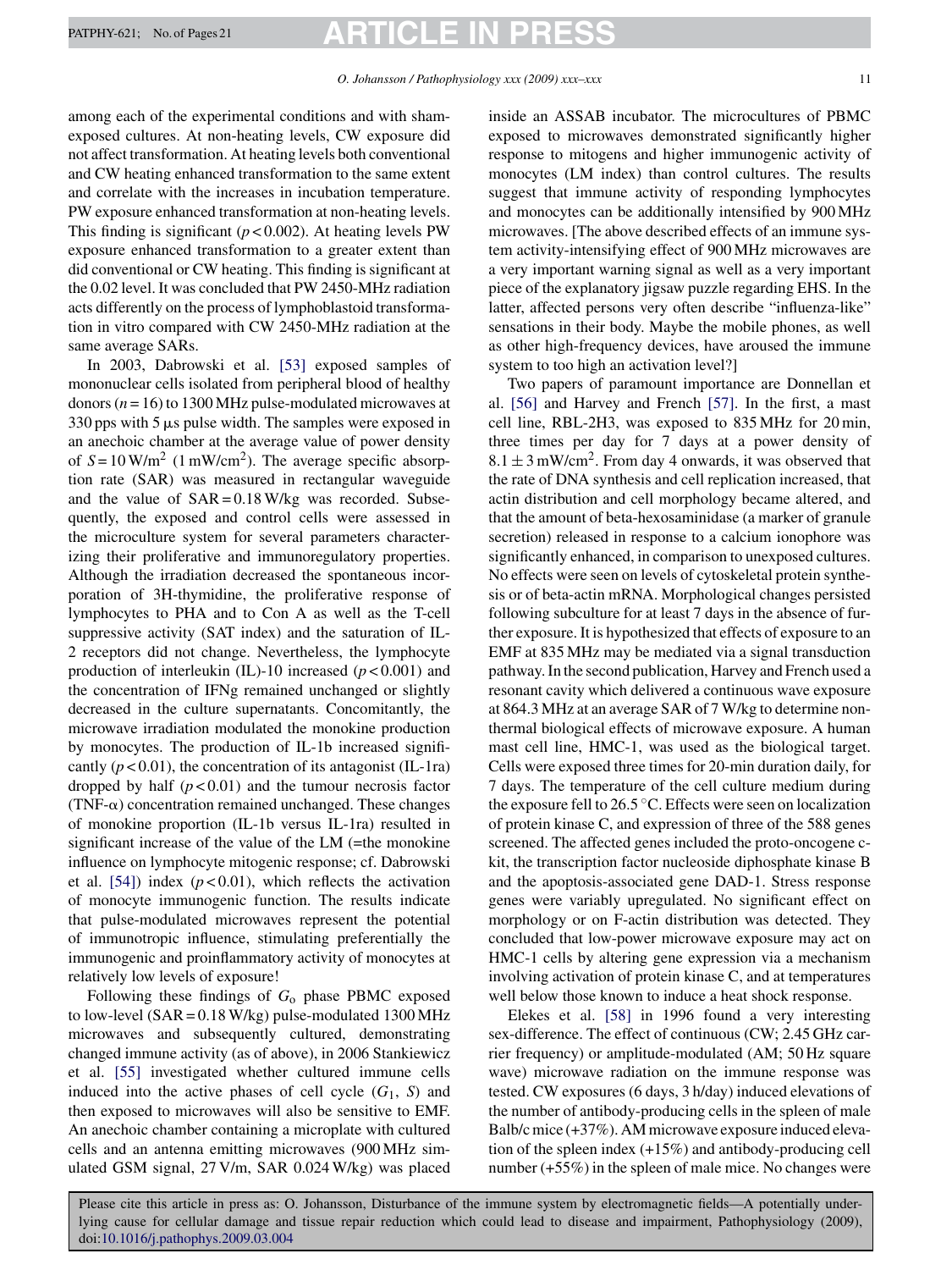among each of the experimental conditions and with sham-exposed cultures. At non-heating levels, CW exposure did not affect transformation. At heating levels both conventional and CW heating enhanced transformation to the same extent and correlate with the increases in incubation temperature. PW exposure enhanced transformation at non-heating levels. This finding is significant ($p < 0.002$). At heating levels PW exposure enhanced transformation to a greater extent than did conventional or CW heating. This finding is significant at the 0.02 level. It was concluded that PW 2450-MHz radiation acts differently on the process of lymphoblastoid transformation in vitro compared with CW 2450-MHz radiation at the same average SARs.

In 2003, Dabrowski et al. [53] exposed samples of mononuclear cells isolated from peripheral blood of healthy donors ($n = 16$) to 1300 MHz pulse-modulated microwaves at 330 pps with 5 μs pulse width. The samples were exposed in an anechoic chamber at the average value of power density of $S = 10\ \mathrm{W/m^2}$ ($1\ \mathrm{mW/cm^2}$). The average specific absorption rate (SAR) was measured in rectangular waveguide and the value of SAR = 0.18 W/kg was recorded. Subsequently, the exposed and control cells were assessed in the microculture system for several parameters characterizing their proliferative and immunoregulatory properties. Although the irradiation decreased the spontaneous incorporation of 3H-thymidine, the proliferative response of lymphocytes to PHA and to Con A as well as the T-cell suppressive activity (SAT index) and the saturation of IL-2 receptors did not change. Nevertheless, the lymphocyte production of interleukin (IL)-10 increased ($p < 0.001$) and the concentration of IFNg remained unchanged or slightly decreased in the culture supernatants. Concomitantly, the microwave irradiation modulated the monokine production by monocytes. The production of IL-1b increased significantly ($p < 0.01$), the concentration of its antagonist (IL-1ra) dropped by half ($p < 0.01$) and the tumour necrosis factor (TNF-α) concentration remained unchanged. These changes of monokine proportion (IL-1b versus IL-1ra) resulted in significant increase of the value of the LM (=the monokine influence on lymphocyte mitogenic response; cf. Dabrowski et al. [54]) index ($p < 0.01$), which reflects the activation of monocyte immunogenic function. The results indicate that pulse-modulated microwaves represent the potential of immunotropic influence, stimulating preferentially the immunogenic and proinflammatory activity of monocytes at relatively low levels of exposure!

Following these findings of $G_0$ phase PBMC exposed to low-level (SAR = 0.18 W/kg) pulse-modulated 1300 MHz microwaves and subsequently cultured, demonstrating changed immune activity (as of above), in 2006 Stankiewicz et al. [55] investigated whether cultured immune cells induced into the active phases of cell cycle ($G_1$, $S$) and then exposed to microwaves will also be sensitive to EMF. An anechoic chamber containing a microplate with cultured cells and an antenna emitting microwaves (900 MHz simulated GSM signal, 27 V/m, SAR 0.024 W/kg) was placed inside an ASSAB incubator. The microcultures of PBMC exposed to microwaves demonstrated significantly higher response to mitogens and higher immunogenic activity of monocytes (LM index) than control cultures. The results suggest that immune activity of responding lymphocytes and monocytes can be additionally intensified by 900 MHz microwaves. [The above described effects of an immune system activity-intensifying effect of 900 MHz microwaves are a very important warning signal as well as a very important piece of the explanatory jigsaw puzzle regarding EHS. In the latter, affected persons very often describe "influenza-like" sensations in their body. Maybe the mobile phones, as well as other high-frequency devices, have aroused the immune system to too high an activation level?]

Two papers of paramount importance are Donnellan et al. [56] and Harvey and French [57]. In the first, a mast cell line, RBL-2H3, was exposed to 835 MHz for 20 min, three times per day for 7 days at a power density of $8.1 \pm 3\ \mathrm{mW/cm^2}$. From day 4 onwards, it was observed that the rate of DNA synthesis and cell replication increased, that actin distribution and cell morphology became altered, and that the amount of beta-hexosaminidase (a marker of granule secretion) released in response to a calcium ionophore was significantly enhanced, in comparison to unexposed cultures. No effects were seen on levels of cytoskeletal protein synthesis or of beta-actin mRNA. Morphological changes persisted following subculture for at least 7 days in the absence of further exposure. It is hypothesized that effects of exposure to an EMF at 835 MHz may be mediated via a signal transduction pathway. In the second publication, Harvey and French used a resonant cavity which delivered a continuous wave exposure at 864.3 MHz at an average SAR of 7 W/kg to determine non-thermal biological effects of microwave exposure. A human mast cell line, HMC-1, was used as the biological target. Cells were exposed three times for 20-min duration daily, for 7 days. The temperature of the cell culture medium during the exposure fell to 26.5 °C. Effects were seen on localization of protein kinase C, and expression of three of the 588 genes screened. The affected genes included the proto-oncogene c-kit, the transcription factor nucleoside diphosphate kinase B and the apoptosis-associated gene DAD-1. Stress response genes were variably upregulated. No significant effect on morphology or on F-actin distribution was detected. They concluded that low-power microwave exposure may act on HMC-1 cells by altering gene expression via a mechanism involving activation of protein kinase C, and at temperatures well below those known to induce a heat shock response.

Elekes et al. [58] in 1996 found a very interesting sex-difference. The effect of continuous (CW; 2.45 GHz carrier frequency) or amplitude-modulated (AM; 50 Hz square wave) microwave radiation on the immune response was tested. CW exposures (6 days, 3 h/day) induced elevations of the number of antibody-producing cells in the spleen of male Balb/c mice (+37%). AM microwave exposure induced elevation of the spleen index (+15%) and antibody-producing cell number (+55%) in the spleen of male mice. No changes were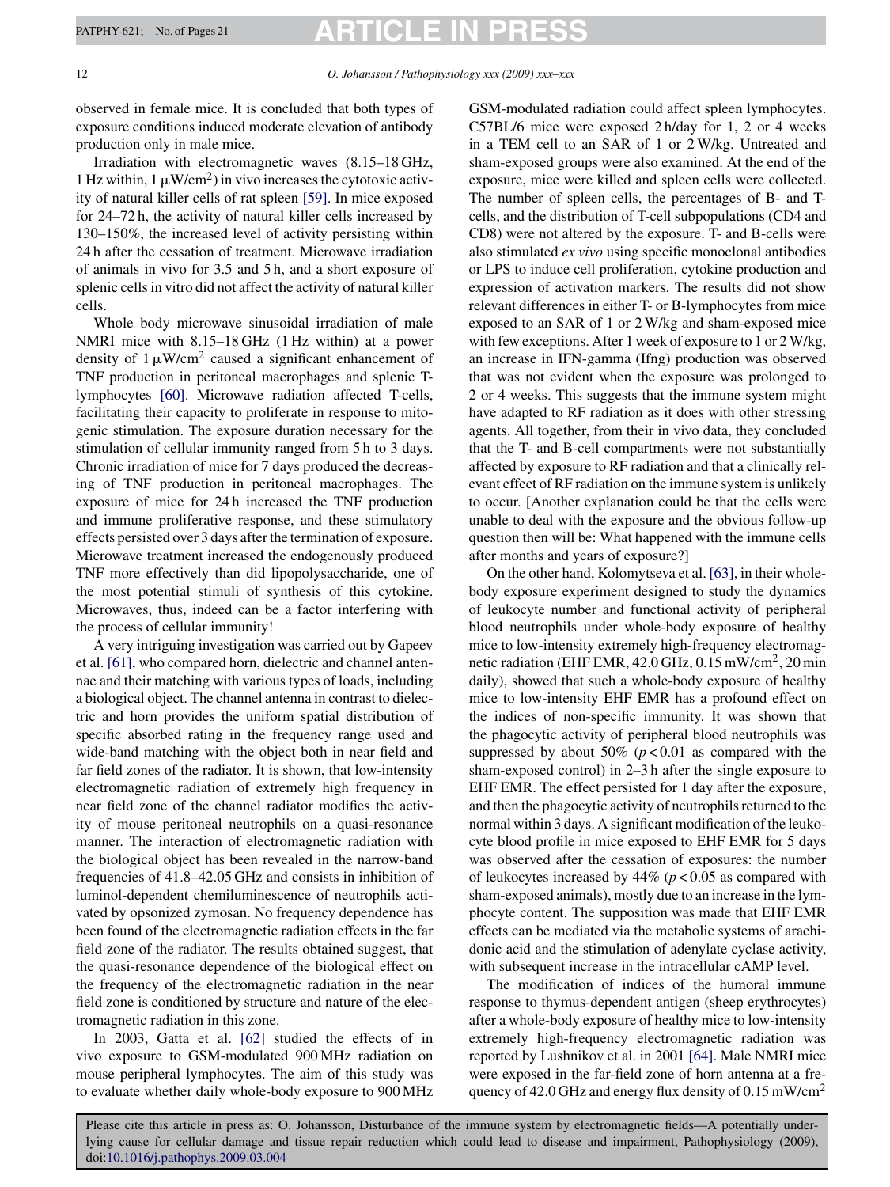observed in female mice. It is concluded that both types of exposure conditions induced moderate elevation of antibody production only in male mice.

Irradiation with electromagnetic waves (8.15–18 GHz, 1 Hz within, 1 $\mu W/cm^2$) in vivo increases the cytotoxic activity of natural killer cells of rat spleen [59]. In mice exposed for 24–72 h, the activity of natural killer cells increased by 130–150%, the increased level of activity persisting within 24 h after the cessation of treatment. Microwave irradiation of animals in vivo for 3.5 and 5 h, and a short exposure of splenic cells in vitro did not affect the activity of natural killer cells.

Whole body microwave sinusoidal irradiation of male NMRI mice with 8.15–18 GHz (1 Hz within) at a power density of 1 $\mu W/cm^2$ caused a significant enhancement of TNF production in peritoneal macrophages and splenic T-lymphocytes [60]. Microwave radiation affected T-cells, facilitating their capacity to proliferate in response to mitogenic stimulation. The exposure duration necessary for the stimulation of cellular immunity ranged from 5 h to 3 days. Chronic irradiation of mice for 7 days produced the decreasing of TNF production in peritoneal macrophages. The exposure of mice for 24 h increased the TNF production and immune proliferative response, and these stimulatory effects persisted over 3 days after the termination of exposure. Microwave treatment increased the endogenously produced TNF more effectively than did lipopolysaccharide, one of the most potential stimuli of synthesis of this cytokine. Microwaves, thus, indeed can be a factor interfering with the process of cellular immunity!

A very intriguing investigation was carried out by Gapeev et al. [61], who compared horn, dielectric and channel antennae and their matching with various types of loads, including a biological object. The channel antenna in contrast to dielectric and horn provides the uniform spatial distribution of specific absorbed rating in the frequency range used and wide-band matching with the object both in near field and far field zones of the radiator. It is shown, that low-intensity electromagnetic radiation of extremely high frequency in near field zone of the channel radiator modifies the activity of mouse peritoneal neutrophils on a quasi-resonance manner. The interaction of electromagnetic radiation with the biological object has been revealed in the narrow-band frequencies of 41.8–42.05 GHz and consists in inhibition of luminol-dependent chemiluminescence of neutrophils activated by opsonized zymosan. No frequency dependence has been found of the electromagnetic radiation effects in the far field zone of the radiator. The results obtained suggest, that the quasi-resonance dependence of the biological effect on the frequency of the electromagnetic radiation in the near field zone is conditioned by structure and nature of the electromagnetic radiation in this zone.

In 2003, Gatta et al. [62] studied the effects of in vivo exposure to GSM-modulated 900 MHz radiation on mouse peripheral lymphocytes. The aim of this study was to evaluate whether daily whole-body exposure to 900 MHz GSM-modulated radiation could affect spleen lymphocytes. C57BL/6 mice were exposed 2 h/day for 1, 2 or 4 weeks in a TEM cell to an SAR of 1 or 2 W/kg. Untreated and sham-exposed groups were also examined. At the end of the exposure, mice were killed and spleen cells were collected. The number of spleen cells, the percentages of B- and T-cells, and the distribution of T-cell subpopulations (CD4 and CD8) were not altered by the exposure. T- and B-cells were also stimulated *ex vivo* using specific monoclonal antibodies or LPS to induce cell proliferation, cytokine production and expression of activation markers. The results did not show relevant differences in either T- or B-lymphocytes from mice exposed to an SAR of 1 or 2 W/kg and sham-exposed mice with few exceptions. After 1 week of exposure to 1 or 2 W/kg, an increase in IFN-gamma (Ifng) production was observed that was not evident when the exposure was prolonged to 2 or 4 weeks. This suggests that the immune system might have adapted to RF radiation as it does with other stressing agents. All together, from their in vivo data, they concluded that the T- and B-cell compartments were not substantially affected by exposure to RF radiation and that a clinically relevant effect of RF radiation on the immune system is unlikely to occur. [Another explanation could be that the cells were unable to deal with the exposure and the obvious follow-up question then will be: What happened with the immune cells after months and years of exposure?]

On the other hand, Kolomytseva et al. [63], in their whole-body exposure experiment designed to study the dynamics of leukocyte number and functional activity of peripheral blood neutrophils under whole-body exposure of healthy mice to low-intensity extremely high-frequency electromagnetic radiation (EHF EMR, 42.0 GHz, 0.15 $mW/cm^2$, 20 min daily), showed that such a whole-body exposure of healthy mice to low-intensity EHF EMR has a profound effect on the indices of non-specific immunity. It was shown that the phagocytic activity of peripheral blood neutrophils was suppressed by about 50% ($p < 0.01$ as compared with the sham-exposed control) in 2–3 h after the single exposure to EHF EMR. The effect persisted for 1 day after the exposure, and then the phagocytic activity of neutrophils returned to the normal within 3 days. A significant modification of the leukocyte blood profile in mice exposed to EHF EMR for 5 days was observed after the cessation of exposures: the number of leukocytes increased by 44% ($p < 0.05$ as compared with sham-exposed animals), mostly due to an increase in the lymphocyte content. The supposition was made that EHF EMR effects can be mediated via the metabolic systems of arachidonic acid and the stimulation of adenylate cyclase activity, with subsequent increase in the intracellular cAMP level.

The modification of indices of the humoral immune response to thymus-dependent antigen (sheep erythrocytes) after a whole-body exposure of healthy mice to low-intensity extremely high-frequency electromagnetic radiation was reported by Lushnikov et al. in 2001 [64]. Male NMRI mice were exposed in the far-field zone of horn antenna at a frequency of 42.0 GHz and energy flux density of 0.15 $mW/cm^2$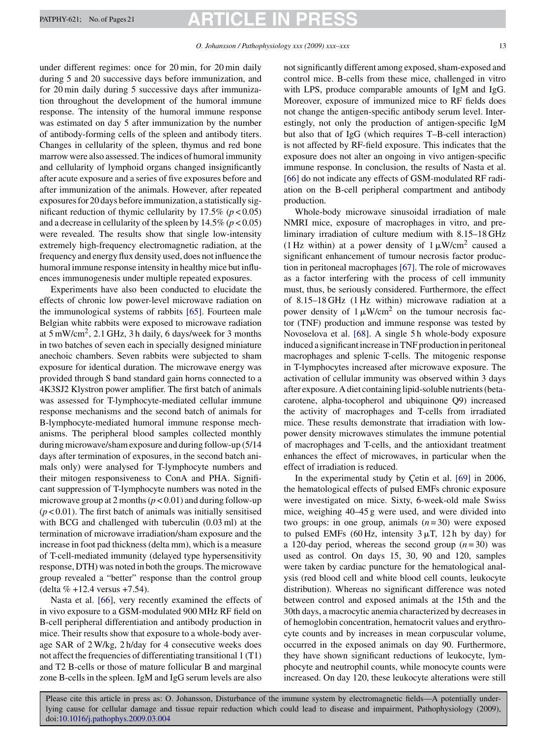under different regimes: once for 20 min, for 20 min daily during 5 and 20 successive days before immunization, and for 20 min daily during 5 successive days after immunization throughout the development of the humoral immune response. The intensity of the humoral immune response was estimated on day 5 after immunization by the number of antibody-forming cells of the spleen and antibody titers. Changes in cellularity of the spleen, thymus and red bone marrow were also assessed. The indices of humoral immunity and cellularity of lymphoid organs changed insignificantly after acute exposure and a series of five exposures before and after immunization of the animals. However, after repeated exposures for 20 days before immunization, a statistically significant reduction of thymic cellularity by 17.5% ($p < 0.05$) and a decrease in cellularity of the spleen by 14.5% ($p < 0.05$) were revealed. The results show that single low-intensity extremely high-frequency electromagnetic radiation, at the frequency and energy flux density used, does not influence the humoral immune response intensity in healthy mice but influences immunogenesis under multiple repeated exposures.

Experiments have also been conducted to elucidate the effects of chronic low power-level microwave radiation on the immunological systems of rabbits [65]. Fourteen male Belgian white rabbits were exposed to microwave radiation at 5 mW/cm$^2$, 2.1 GHz, 3 h daily, 6 days/week for 3 months in two batches of seven each in specially designed miniature anechoic chambers. Seven rabbits were subjected to sham exposure for identical duration. The microwave energy was provided through S band standard gain horns connected to a 4K3SJ2 Klystron power amplifier. The first batch of animals was assessed for T-lymphocyte-mediated cellular immune response mechanisms and the second batch of animals for B-lymphocyte-mediated humoral immune response mechanisms. The peripheral blood samples collected monthly during microwave/sham exposure and during follow-up (5/14 days after termination of exposures, in the second batch animals only) were analysed for T-lymphocyte numbers and their mitogen responsiveness to ConA and PHA. Significant suppression of T-lymphocyte numbers was noted in the microwave group at 2 months ($p < 0.01$) and during follow-up ($p < 0.01$). The first batch of animals was initially sensitised with BCG and challenged with tuberculin (0.03 ml) at the termination of microwave irradiation/sham exposure and the increase in foot pad thickness (delta mm), which is a measure of T-cell-mediated immunity (delayed type hypersensitivity response, DTH) was noted in both the groups. The microwave group revealed a "better" response than the control group (delta % +12.4 versus +7.54).

Nasta et al. [66], very recently examined the effects of in vivo exposure to a GSM-modulated 900 MHz RF field on B-cell peripheral differentiation and antibody production in mice. Their results show that exposure to a whole-body average SAR of 2 W/kg, 2 h/day for 4 consecutive weeks does not affect the frequencies of differentiating transitional 1 (T1) and T2 B-cells or those of mature follicular B and marginal zone B-cells in the spleen. IgM and IgG serum levels are also not significantly different among exposed, sham-exposed and control mice. B-cells from these mice, challenged in vitro with LPS, produce comparable amounts of IgM and IgG. Moreover, exposure of immunized mice to RF fields does not change the antigen-specific antibody serum level. Interestingly, not only the production of antigen-specific IgM but also that of IgG (which requires T–B-cell interaction) is not affected by RF-field exposure. This indicates that the exposure does not alter an ongoing in vivo antigen-specific immune response. In conclusion, the results of Nasta et al. [66] do not indicate any effects of GSM-modulated RF radiation on the B-cell peripheral compartment and antibody production.

Whole-body microwave sinusoidal irradiation of male NMRI mice, exposure of macrophages in vitro, and preliminary irradiation of culture medium with 8.15–18 GHz (1 Hz within) at a power density of 1 μW/cm$^2$ caused a significant enhancement of tumour necrosis factor production in peritoneal macrophages [67]. The role of microwaves as a factor interfering with the process of cell immunity must, thus, be seriously considered. Furthermore, the effect of 8.15–18 GHz (1 Hz within) microwave radiation at a power density of 1 μW/cm$^2$ on the tumour necrosis factor (TNF) production and immune response was tested by Novoselova et al. [68]. A single 5 h whole-body exposure induced a significant increase in TNF production in peritoneal macrophages and splenic T-cells. The mitogenic response in T-lymphocytes increased after microwave exposure. The activation of cellular immunity was observed within 3 days after exposure. A diet containing lipid-soluble nutrients (beta-carotene, alpha-tocopherol and ubiquinone Q9) increased the activity of macrophages and T-cells from irradiated mice. These results demonstrate that irradiation with low-power density microwaves stimulates the immune potential of macrophages and T-cells, and the antioxidant treatment enhances the effect of microwaves, in particular when the effect of irradiation is reduced.

In the experimental study by Çetin et al. [69] in 2006, the hematological effects of pulsed EMFs chronic exposure were investigated on mice. Sixty, 6-week-old male Swiss mice, weighing 40–45 g were used, and were divided into two groups: in one group, animals ($n = 30$) were exposed to pulsed EMFs (60 Hz, intensity 3 μT, 12 h by day) for a 120-day period, whereas the second group ($n = 30$) was used as control. On days 15, 30, 90 and 120, samples were taken by cardiac puncture for the hematological analysis (red blood cell and white blood cell counts, leukocyte distribution). Whereas no significant difference was noted between control and exposed animals at the 15th and the 30th days, a macrocytic anemia characterized by decreases in of hemoglobin concentration, hematocrit values and erythrocyte counts and by increases in mean corpuscular volume, occurred in the exposed animals on day 90. Furthermore, they have shown significant reductions of leukocyte, lymphocyte and neutrophil counts, while monocyte counts were increased. On day 120, these leukocyte alterations were still

Please cite this article in press as: O. Johansson, Disturbance of the immune system by electromagnetic fields—A potentially underlying cause for cellular damage and tissue repair reduction which could lead to disease and impairment, Pathophysiology (2009), doi:10.1016/j.pathophys.2009.03.004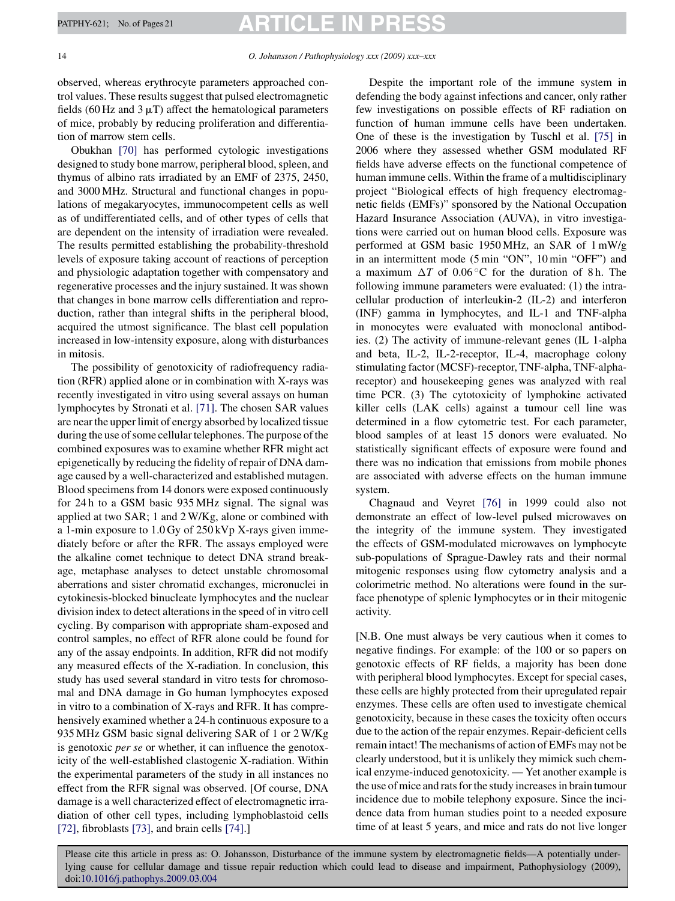observed, whereas erythrocyte parameters approached control values. These results suggest that pulsed electromagnetic fields (60 Hz and 3 μT) affect the hematological parameters of mice, probably by reducing proliferation and differentiation of marrow stem cells.

Obukhan [70] has performed cytologic investigations designed to study bone marrow, peripheral blood, spleen, and thymus of albino rats irradiated by an EMF of 2375, 2450, and 3000 MHz. Structural and functional changes in populations of megakaryocytes, immunocompetent cells as well as of undifferentiated cells, and of other types of cells that are dependent on the intensity of irradiation were revealed. The results permitted establishing the probability-threshold levels of exposure taking account of reactions of perception and physiologic adaptation together with compensatory and regenerative processes and the injury sustained. It was shown that changes in bone marrow cells differentiation and reproduction, rather than integral shifts in the peripheral blood, acquired the utmost significance. The blast cell population increased in low-intensity exposure, along with disturbances in mitosis.

The possibility of genotoxicity of radiofrequency radiation (RFR) applied alone or in combination with X-rays was recently investigated in vitro using several assays on human lymphocytes by Stronati et al. [71]. The chosen SAR values are near the upper limit of energy absorbed by localized tissue during the use of some cellular telephones. The purpose of the combined exposures was to examine whether RFR might act epigenetically by reducing the fidelity of repair of DNA damage caused by a well-characterized and established mutagen. Blood specimens from 14 donors were exposed continuously for 24 h to a GSM basic 935 MHz signal. The signal was applied at two SAR; 1 and 2 W/Kg, alone or combined with a 1-min exposure to 1.0 Gy of 250 kVp X-rays given immediately before or after the RFR. The assays employed were the alkaline comet technique to detect DNA strand breakage, metaphase analyses to detect unstable chromosomal aberrations and sister chromatid exchanges, micronuclei in cytokinesis-blocked binucleate lymphocytes and the nuclear division index to detect alterations in the speed of in vitro cell cycling. By comparison with appropriate sham-exposed and control samples, no effect of RFR alone could be found for any of the assay endpoints. In addition, RFR did not modify any measured effects of the X-radiation. In conclusion, this study has used several standard in vitro tests for chromosomal and DNA damage in Go human lymphocytes exposed in vitro to a combination of X-rays and RFR. It has comprehensively examined whether a 24-h continuous exposure to a 935 MHz GSM basic signal delivering SAR of 1 or 2 W/Kg is genotoxic *per se* or whether, it can influence the genotoxicity of the well-established clastogenic X-radiation. Within the experimental parameters of the study in all instances no effect from the RFR signal was observed. [Of course, DNA damage is a well characterized effect of electromagnetic irradiation of other cell types, including lymphoblastoid cells [72], fibroblasts [73], and brain cells [74].]

Despite the important role of the immune system in defending the body against infections and cancer, only rather few investigations on possible effects of RF radiation on function of human immune cells have been undertaken. One of these is the investigation by Tuschl et al. [75] in 2006 where they assessed whether GSM modulated RF fields have adverse effects on the functional competence of human immune cells. Within the frame of a multidisciplinary project "Biological effects of high frequency electromagnetic fields (EMFs)" sponsored by the National Occupation Hazard Insurance Association (AUVA), in vitro investigations were carried out on human blood cells. Exposure was performed at GSM basic 1950 MHz, an SAR of 1 mW/g in an intermittent mode (5 min "ON", 10 min "OFF") and a maximum $\Delta T$ of 0.06 °C for the duration of 8 h. The following immune parameters were evaluated: (1) the intracellular production of interleukin-2 (IL-2) and interferon (INF) gamma in lymphocytes, and IL-1 and TNF-alpha in monocytes were evaluated with monoclonal antibodies. (2) The activity of immune-relevant genes (IL 1-alpha and beta, IL-2, IL-2-receptor, IL-4, macrophage colony stimulating factor (MCSF)-receptor, TNF-alpha, TNF-alpha-receptor) and housekeeping genes was analyzed with real time PCR. (3) The cytotoxicity of lymphokine activated killer cells (LAK cells) against a tumour cell line was determined in a flow cytometric test. For each parameter, blood samples of at least 15 donors were evaluated. No statistically significant effects of exposure were found and there was no indication that emissions from mobile phones are associated with adverse effects on the human immune system.

Chagnaud and Veyret [76] in 1999 could also not demonstrate an effect of low-level pulsed microwaves on the integrity of the immune system. They investigated the effects of GSM-modulated microwaves on lymphocyte sub-populations of Sprague-Dawley rats and their normal mitogenic responses using flow cytometry analysis and a colorimetric method. No alterations were found in the surface phenotype of splenic lymphocytes or in their mitogenic activity.

[N.B. One must always be very cautious when it comes to negative findings. For example: of the 100 or so papers on genotoxic effects of RF fields, a majority has been done with peripheral blood lymphocytes. Except for special cases, these cells are highly protected from their upregulated repair enzymes. These cells are often used to investigate chemical genotoxicity, because in these cases the toxicity often occurs due to the action of the repair enzymes. Repair-deficient cells remain intact! The mechanisms of action of EMFs may not be clearly understood, but it is unlikely they mimick such chemical enzyme-induced genotoxicity. — Yet another example is the use of mice and rats for the study increases in brain tumour incidence due to mobile telephony exposure. Since the incidence data from human studies point to a needed exposure time of at least 5 years, and mice and rats do not live longer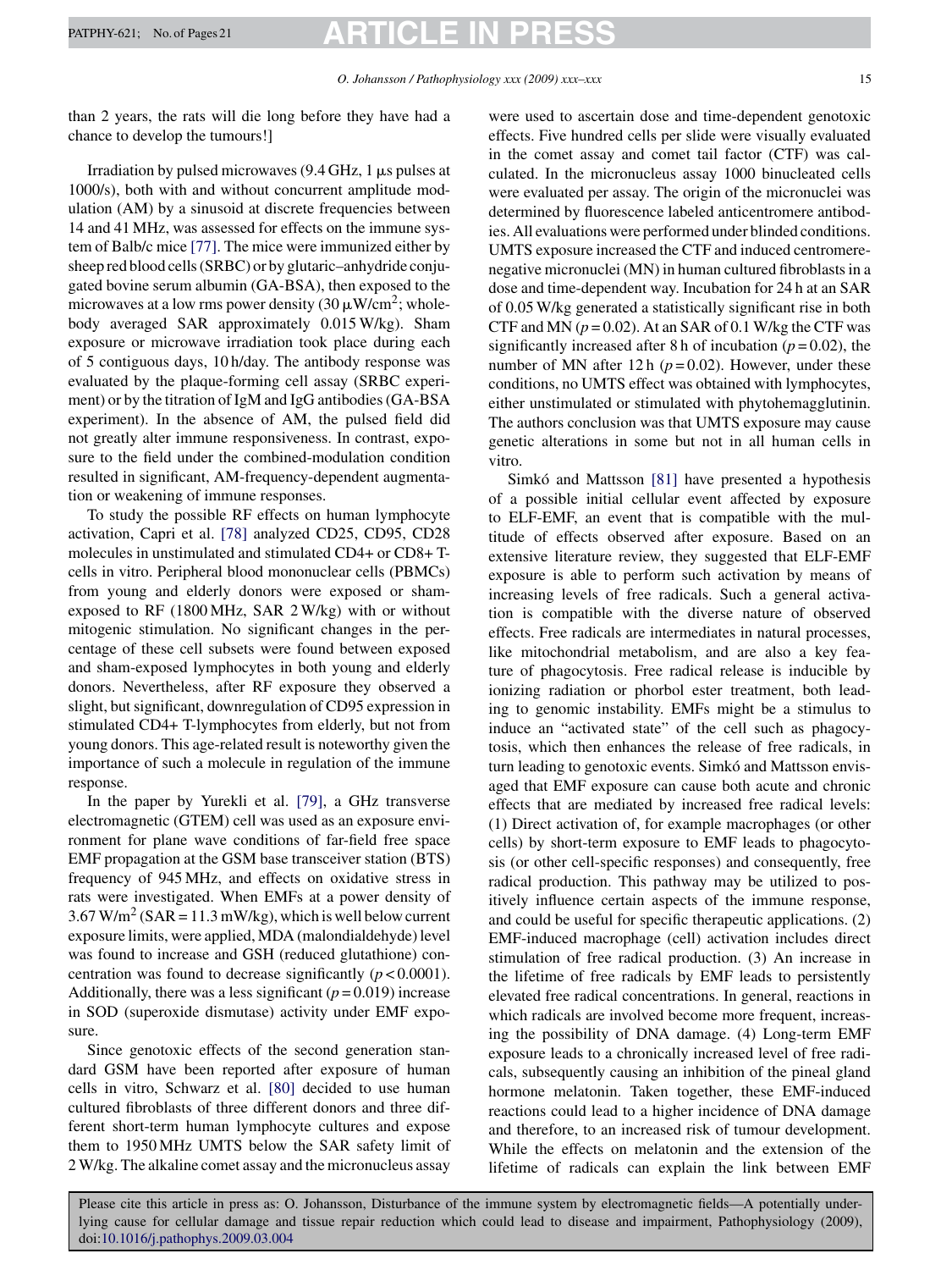than 2 years, the rats will die long before they have had a chance to develop the tumours!]

Irradiation by pulsed microwaves (9.4 GHz, 1 $\mu$s pulses at 1000/s), both with and without concurrent amplitude modulation (AM) by a sinusoid at discrete frequencies between 14 and 41 MHz, was assessed for effects on the immune system of Balb/c mice [77]. The mice were immunized either by sheep red blood cells (SRBC) or by glutaric–anhydride conjugated bovine serum albumin (GA-BSA), then exposed to the microwaves at a low rms power density (30 $\mu$W/cm$^2$; whole-body averaged SAR approximately 0.015 W/kg). Sham exposure or microwave irradiation took place during each of 5 contiguous days, 10 h/day. The antibody response was evaluated by the plaque-forming cell assay (SRBC experiment) or by the titration of IgM and IgG antibodies (GA-BSA experiment). In the absence of AM, the pulsed field did not greatly alter immune responsiveness. In contrast, exposure to the field under the combined-modulation condition resulted in significant, AM-frequency-dependent augmentation or weakening of immune responses.

To study the possible RF effects on human lymphocyte activation, Capri et al. [78] analyzed CD25, CD95, CD28 molecules in unstimulated and stimulated CD4+ or CD8+ T-cells in vitro. Peripheral blood mononuclear cells (PBMCs) from young and elderly donors were exposed or sham-exposed to RF (1800 MHz, SAR 2 W/kg) with or without mitogenic stimulation. No significant changes in the percentage of these cell subsets were found between exposed and sham-exposed lymphocytes in both young and elderly donors. Nevertheless, after RF exposure they observed a slight, but significant, downregulation of CD95 expression in stimulated CD4+ T-lymphocytes from elderly, but not from young donors. This age-related result is noteworthy given the importance of such a molecule in regulation of the immune response.

In the paper by Yurekli et al. [79], a GHz transverse electromagnetic (GTEM) cell was used as an exposure environment for plane wave conditions of far-field free space EMF propagation at the GSM base transceiver station (BTS) frequency of 945 MHz, and effects on oxidative stress in rats were investigated. When EMFs at a power density of 3.67 W/m$^2$ (SAR = 11.3 mW/kg), which is well below current exposure limits, were applied, MDA (malondialdehyde) level was found to increase and GSH (reduced glutathione) concentration was found to decrease significantly ($p < 0.0001$). Additionally, there was a less significant ($p = 0.019$) increase in SOD (superoxide dismutase) activity under EMF exposure.

Since genotoxic effects of the second generation standard GSM have been reported after exposure of human cells in vitro, Schwarz et al. [80] decided to use human cultured fibroblasts of three different donors and three different short-term human lymphocyte cultures and expose them to 1950 MHz UMTS below the SAR safety limit of 2 W/kg. The alkaline comet assay and the micronucleus assay were used to ascertain dose and time-dependent genotoxic effects. Five hundred cells per slide were visually evaluated in the comet assay and comet tail factor (CTF) was calculated. In the micronucleus assay 1000 binucleated cells were evaluated per assay. The origin of the micronuclei was determined by fluorescence labeled anticentromere antibodies. All evaluations were performed under blinded conditions. UMTS exposure increased the CTF and induced centromere-negative micronuclei (MN) in human cultured fibroblasts in a dose and time-dependent way. Incubation for 24 h at an SAR of 0.05 W/kg generated a statistically significant rise in both CTF and MN ($p = 0.02$). At an SAR of 0.1 W/kg the CTF was significantly increased after 8 h of incubation ($p = 0.02$), the number of MN after 12 h ($p = 0.02$). However, under these conditions, no UMTS effect was obtained with lymphocytes, either unstimulated or stimulated with phytohemagglutinin. The authors conclusion was that UMTS exposure may cause genetic alterations in some but not in all human cells in vitro.

Simkó and Mattsson [81] have presented a hypothesis of a possible initial cellular event affected by exposure to ELF-EMF, an event that is compatible with the multitude of effects observed after exposure. Based on an extensive literature review, they suggested that ELF-EMF exposure is able to perform such activation by means of increasing levels of free radicals. Such a general activation is compatible with the diverse nature of observed effects. Free radicals are intermediates in natural processes, like mitochondrial metabolism, and are also a key feature of phagocytosis. Free radical release is inducible by ionizing radiation or phorbol ester treatment, both leading to genomic instability. EMFs might be a stimulus to induce an "activated state" of the cell such as phagocytosis, which then enhances the release of free radicals, in turn leading to genotoxic events. Simkó and Mattsson envisaged that EMF exposure can cause both acute and chronic effects that are mediated by increased free radical levels: (1) Direct activation of, for example macrophages (or other cells) by short-term exposure to EMF leads to phagocytosis (or other cell-specific responses) and consequently, free radical production. This pathway may be utilized to positively influence certain aspects of the immune response, and could be useful for specific therapeutic applications. (2) EMF-induced macrophage (cell) activation includes direct stimulation of free radical production. (3) An increase in the lifetime of free radicals by EMF leads to persistently elevated free radical concentrations. In general, reactions in which radicals are involved become more frequent, increasing the possibility of DNA damage. (4) Long-term EMF exposure leads to a chronically increased level of free radicals, subsequently causing an inhibition of the pineal gland hormone melatonin. Taken together, these EMF-induced reactions could lead to a higher incidence of DNA damage and therefore, to an increased risk of tumour development. While the effects on melatonin and the extension of the lifetime of radicals can explain the link between EMF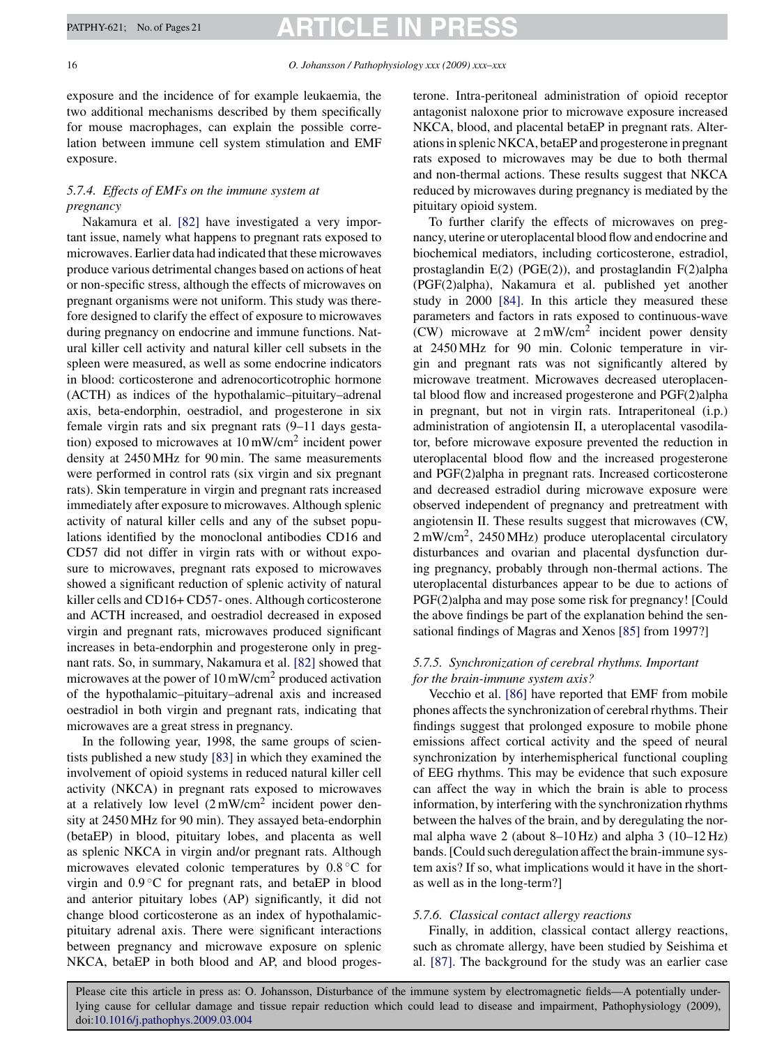exposure and the incidence of for example leukaemia, the two additional mechanisms described by them specifically for mouse macrophages, can explain the possible correlation between immune cell system stimulation and EMF exposure.

### *5.7.4. Effects of EMFs on the immune system at pregnancy*

Nakamura et al. [82] have investigated a very important issue, namely what happens to pregnant rats exposed to microwaves. Earlier data had indicated that these microwaves produce various detrimental changes based on actions of heat or non-specific stress, although the effects of microwaves on pregnant organisms were not uniform. This study was therefore designed to clarify the effect of exposure to microwaves during pregnancy on endocrine and immune functions. Natural killer cell activity and natural killer cell subsets in the spleen were measured, as well as some endocrine indicators in blood: corticosterone and adrenocorticotrophic hormone (ACTH) as indices of the hypothalamic–pituitary–adrenal axis, beta-endorphin, oestradiol, and progesterone in six female virgin rats and six pregnant rats (9–11 days gestation) exposed to microwaves at 10 mW/cm$^2$ incident power density at 2450 MHz for 90 min. The same measurements were performed in control rats (six virgin and six pregnant rats). Skin temperature in virgin and pregnant rats increased immediately after exposure to microwaves. Although splenic activity of natural killer cells and any of the subset populations identified by the monoclonal antibodies CD16 and CD57 did not differ in virgin rats with or without exposure to microwaves, pregnant rats exposed to microwaves showed a significant reduction of splenic activity of natural killer cells and CD16+ CD57- ones. Although corticosterone and ACTH increased, and oestradiol decreased in exposed virgin and pregnant rats, microwaves produced significant increases in beta-endorphin and progesterone only in pregnant rats. So, in summary, Nakamura et al. [82] showed that microwaves at the power of 10 mW/cm$^2$ produced activation of the hypothalamic–pituitary–adrenal axis and increased oestradiol in both virgin and pregnant rats, indicating that microwaves are a great stress in pregnancy.

In the following year, 1998, the same groups of scientists published a new study [83] in which they examined the involvement of opioid systems in reduced natural killer cell activity (NKCA) in pregnant rats exposed to microwaves at a relatively low level (2 mW/cm$^2$ incident power density at 2450 MHz for 90 min). They assayed beta-endorphin (betaEP) in blood, pituitary lobes, and placenta as well as splenic NKCA in virgin and/or pregnant rats. Although microwaves elevated colonic temperatures by 0.8 °C for virgin and 0.9 °C for pregnant rats, and betaEP in blood and anterior pituitary lobes (AP) significantly, it did not change blood corticosterone as an index of hypothalamic-pituitary adrenal axis. There were significant interactions between pregnancy and microwave exposure on splenic NKCA, betaEP in both blood and AP, and blood progesterone. Intra-peritoneal administration of opioid receptor antagonist naloxone prior to microwave exposure increased NKCA, blood, and placental betaEP in pregnant rats. Alterations in splenic NKCA, betaEP and progesterone in pregnant rats exposed to microwaves may be due to both thermal and non-thermal actions. These results suggest that NKCA reduced by microwaves during pregnancy is mediated by the pituitary opioid system.

To further clarify the effects of microwaves on pregnancy, uterine or uteroplacental blood flow and endocrine and biochemical mediators, including corticosterone, estradiol, prostaglandin E(2) (PGE(2)), and prostaglandin F(2)alpha (PGF(2)alpha), Nakamura et al. published yet another study in 2000 [84]. In this article they measured these parameters and factors in rats exposed to continuous-wave (CW) microwave at 2 mW/cm$^2$ incident power density at 2450 MHz for 90 min. Colonic temperature in virgin and pregnant rats was not significantly altered by microwave treatment. Microwaves decreased uteroplacental blood flow and increased progesterone and PGF(2)alpha in pregnant, but not in virgin rats. Intraperitoneal (i.p.) administration of angiotensin II, a uteroplacental vasodilator, before microwave exposure prevented the reduction in uteroplacental blood flow and the increased progesterone and PGF(2)alpha in pregnant rats. Increased corticosterone and decreased estradiol during microwave exposure were observed independent of pregnancy and pretreatment with angiotensin II. These results suggest that microwaves (CW, 2 mW/cm$^2$, 2450 MHz) produce uteroplacental circulatory disturbances and ovarian and placental dysfunction during pregnancy, probably through non-thermal actions. The uteroplacental disturbances appear to be due to actions of PGF(2)alpha and may pose some risk for pregnancy! [Could the above findings be part of the explanation behind the sensational findings of Magras and Xenos [85] from 1997?]

### *5.7.5. Synchronization of cerebral rhythms. Important for the brain-immune system axis?*

Vecchio et al. [86] have reported that EMF from mobile phones affects the synchronization of cerebral rhythms. Their findings suggest that prolonged exposure to mobile phone emissions affect cortical activity and the speed of neural synchronization by interhemispherical functional coupling of EEG rhythms. This may be evidence that such exposure can affect the way in which the brain is able to process information, by interfering with the synchronization rhythms between the halves of the brain, and by deregulating the normal alpha wave 2 (about 8–10 Hz) and alpha 3 (10–12 Hz) bands. [Could such deregulation affect the brain-immune system axis? If so, what implications would it have in the short-as well as in the long-term?]

### *5.7.6. Classical contact allergy reactions*

Finally, in addition, classical contact allergy reactions, such as chromate allergy, have been studied by Seishima et al. [87]. The background for the study was an earlier case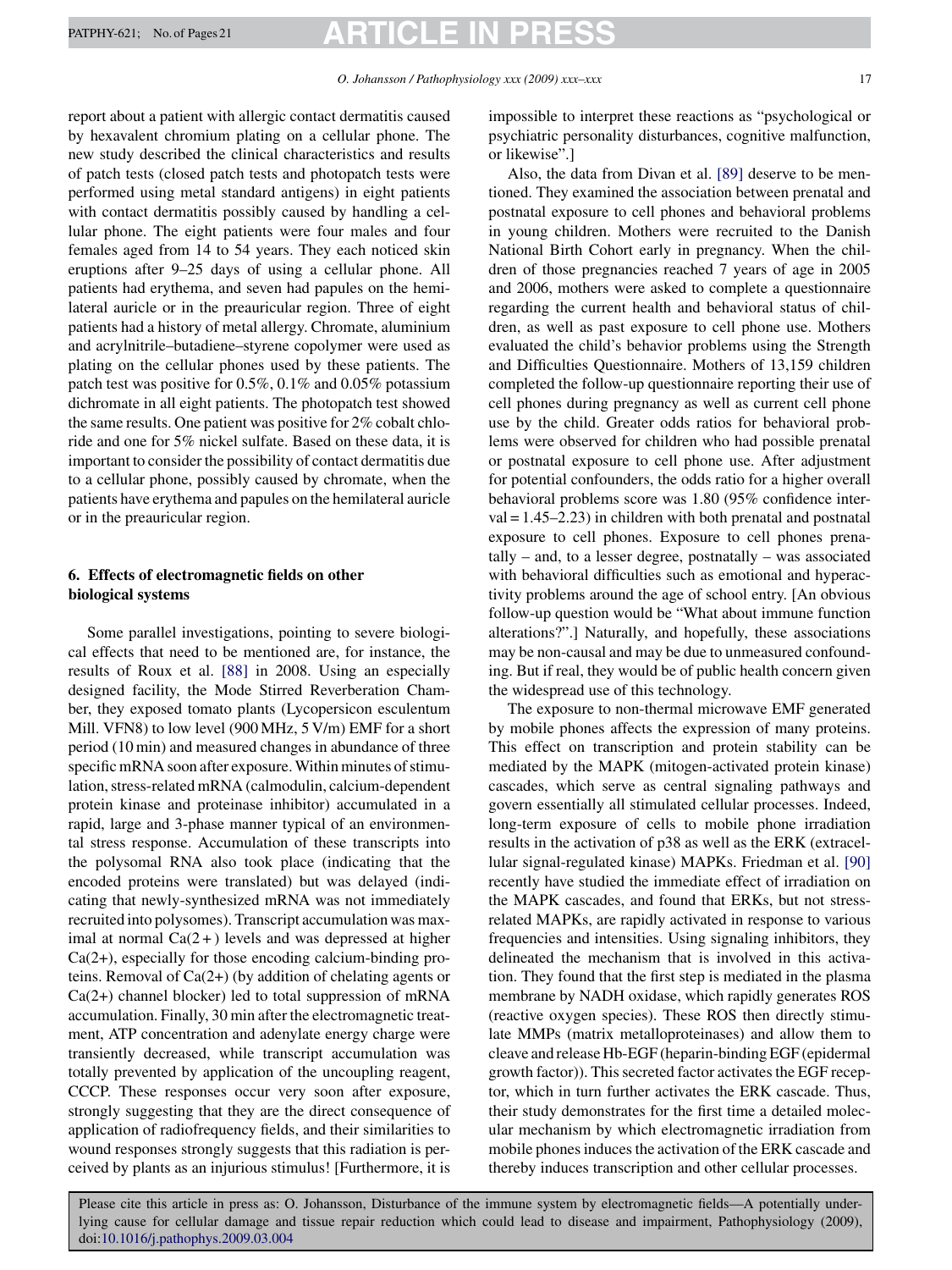report about a patient with allergic contact dermatitis caused by hexavalent chromium plating on a cellular phone. The new study described the clinical characteristics and results of patch tests (closed patch tests and photopatch tests were performed using metal standard antigens) in eight patients with contact dermatitis possibly caused by handling a cellular phone. The eight patients were four males and four females aged from 14 to 54 years. They each noticed skin eruptions after 9–25 days of using a cellular phone. All patients had erythema, and seven had papules on the hemilateral auricle or in the preauricular region. Three of eight patients had a history of metal allergy. Chromate, aluminium and acrylnitrile–butadiene–styrene copolymer were used as plating on the cellular phones used by these patients. The patch test was positive for 0.5%, 0.1% and 0.05% potassium dichromate in all eight patients. The photopatch test showed the same results. One patient was positive for 2% cobalt chloride and one for 5% nickel sulfate. Based on these data, it is important to consider the possibility of contact dermatitis due to a cellular phone, possibly caused by chromate, when the patients have erythema and papules on the hemilateral auricle or in the preauricular region.

## 6. Effects of electromagnetic fields on other biological systems

Some parallel investigations, pointing to severe biological effects that need to be mentioned are, for instance, the results of Roux et al. [88] in 2008. Using an especially designed facility, the Mode Stirred Reverberation Chamber, they exposed tomato plants (Lycopersicon esculentum Mill. VFN8) to low level (900 MHz, 5 V/m) EMF for a short period (10 min) and measured changes in abundance of three specific mRNA soon after exposure. Within minutes of stimulation, stress-related mRNA (calmodulin, calcium-dependent protein kinase and proteinase inhibitor) accumulated in a rapid, large and 3-phase manner typical of an environmental stress response. Accumulation of these transcripts into the polysomal RNA also took place (indicating that the encoded proteins were translated) but was delayed (indicating that newly-synthesized mRNA was not immediately recruited into polysomes). Transcript accumulation was maximal at normal Ca(2+) levels and was depressed at higher Ca(2+), especially for those encoding calcium-binding proteins. Removal of Ca(2+) (by addition of chelating agents or Ca(2+) channel blocker) led to total suppression of mRNA accumulation. Finally, 30 min after the electromagnetic treatment, ATP concentration and adenylate energy charge were transiently decreased, while transcript accumulation was totally prevented by application of the uncoupling reagent, CCCP. These responses occur very soon after exposure, strongly suggesting that they are the direct consequence of application of radiofrequency fields, and their similarities to wound responses strongly suggests that this radiation is perceived by plants as an injurious stimulus! [Furthermore, it is impossible to interpret these reactions as "psychological or psychiatric personality disturbances, cognitive malfunction, or likewise".]

Also, the data from Divan et al. [89] deserve to be mentioned. They examined the association between prenatal and postnatal exposure to cell phones and behavioral problems in young children. Mothers were recruited to the Danish National Birth Cohort early in pregnancy. When the children of those pregnancies reached 7 years of age in 2005 and 2006, mothers were asked to complete a questionnaire regarding the current health and behavioral status of children, as well as past exposure to cell phone use. Mothers evaluated the child's behavior problems using the Strength and Difficulties Questionnaire. Mothers of 13,159 children completed the follow-up questionnaire reporting their use of cell phones during pregnancy as well as current cell phone use by the child. Greater odds ratios for behavioral problems were observed for children who had possible prenatal or postnatal exposure to cell phone use. After adjustment for potential confounders, the odds ratio for a higher overall behavioral problems score was 1.80 (95% confidence interval = 1.45–2.23) in children with both prenatal and postnatal exposure to cell phones. Exposure to cell phones prenatally – and, to a lesser degree, postnatally – was associated with behavioral difficulties such as emotional and hyperactivity problems around the age of school entry. [An obvious follow-up question would be "What about immune function alterations?".] Naturally, and hopefully, these associations may be non-causal and may be due to unmeasured confounding. But if real, they would be of public health concern given the widespread use of this technology.

The exposure to non-thermal microwave EMF generated by mobile phones affects the expression of many proteins. This effect on transcription and protein stability can be mediated by the MAPK (mitogen-activated protein kinase) cascades, which serve as central signaling pathways and govern essentially all stimulated cellular processes. Indeed, long-term exposure of cells to mobile phone irradiation results in the activation of p38 as well as the ERK (extracellular signal-regulated kinase) MAPKs. Friedman et al. [90] recently have studied the immediate effect of irradiation on the MAPK cascades, and found that ERKs, but not stress-related MAPKs, are rapidly activated in response to various frequencies and intensities. Using signaling inhibitors, they delineated the mechanism that is involved in this activation. They found that the first step is mediated in the plasma membrane by NADH oxidase, which rapidly generates ROS (reactive oxygen species). These ROS then directly stimulate MMPs (matrix metalloproteinases) and allow them to cleave and release Hb-EGF (heparin-binding EGF (epidermal growth factor)). This secreted factor activates the EGF receptor, which in turn further activates the ERK cascade. Thus, their study demonstrates for the first time a detailed molecular mechanism by which electromagnetic irradiation from mobile phones induces the activation of the ERK cascade and thereby induces transcription and other cellular processes.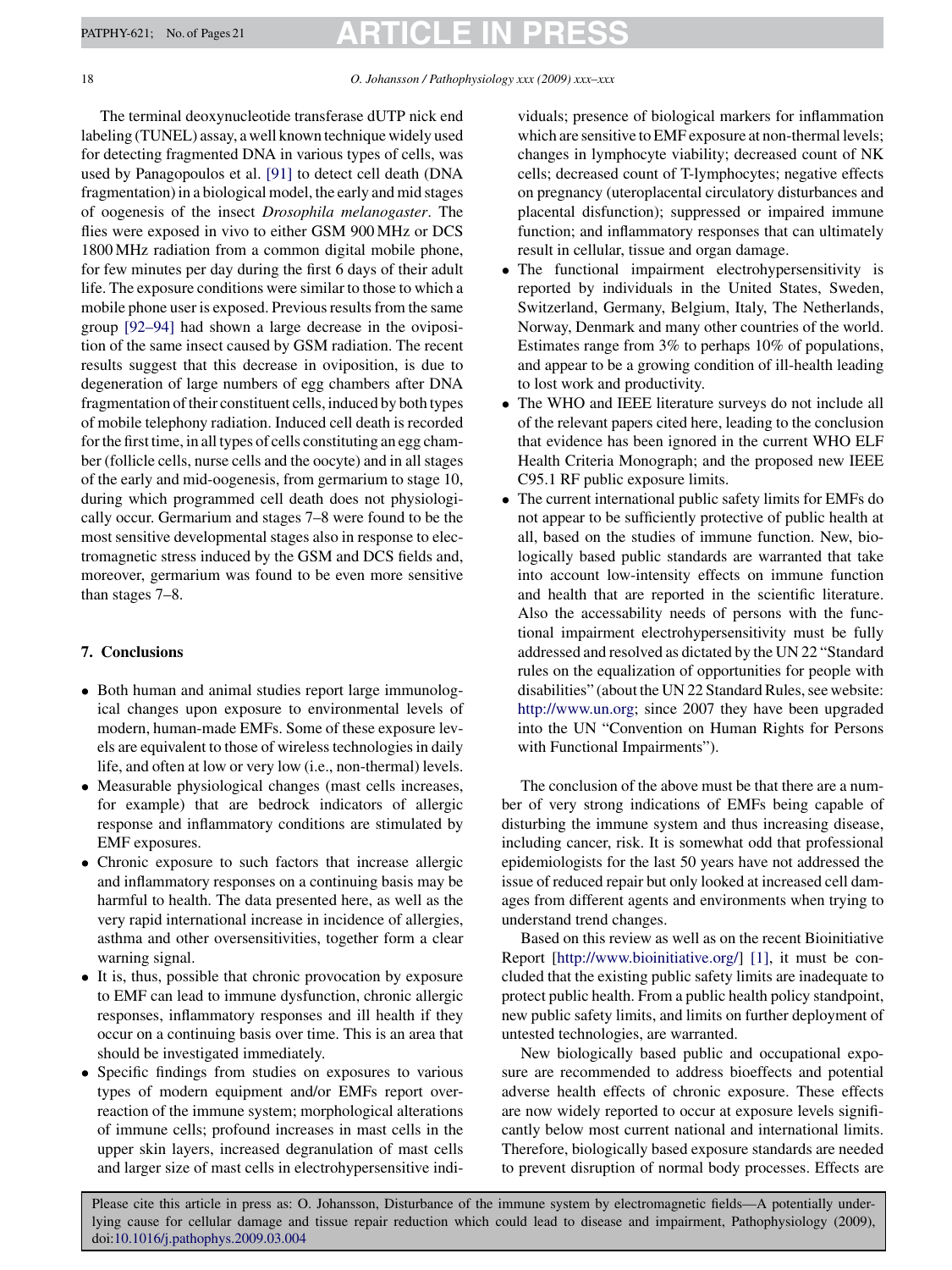The terminal deoxynucleotide transferase dUTP nick end labeling (TUNEL) assay, a well known technique widely used for detecting fragmented DNA in various types of cells, was used by Panagopoulos et al. [91] to detect cell death (DNA fragmentation) in a biological model, the early and mid stages of oogenesis of the insect *Drosophila melanogaster*. The flies were exposed in vivo to either GSM 900 MHz or DCS 1800 MHz radiation from a common digital mobile phone, for few minutes per day during the first 6 days of their adult life. The exposure conditions were similar to those to which a mobile phone user is exposed. Previous results from the same group [92–94] had shown a large decrease in the oviposition of the same insect caused by GSM radiation. The recent results suggest that this decrease in oviposition, is due to degeneration of large numbers of egg chambers after DNA fragmentation of their constituent cells, induced by both types of mobile telephony radiation. Induced cell death is recorded for the first time, in all types of cells constituting an egg chamber (follicle cells, nurse cells and the oocyte) and in all stages of the early and mid-oogenesis, from germarium to stage 10, during which programmed cell death does not physiologically occur. Germarium and stages 7–8 were found to be the most sensitive developmental stages also in response to electromagnetic stress induced by the GSM and DCS fields and, moreover, germarium was found to be even more sensitive than stages 7–8.

## 7. Conclusions

- Both human and animal studies report large immunological changes upon exposure to environmental levels of modern, human-made EMFs. Some of these exposure levels are equivalent to those of wireless technologies in daily life, and often at low or very low (i.e., non-thermal) levels.
- Measurable physiological changes (mast cells increases, for example) that are bedrock indicators of allergic response and inflammatory conditions are stimulated by EMF exposures.
- Chronic exposure to such factors that increase allergic and inflammatory responses on a continuing basis may be harmful to health. The data presented here, as well as the very rapid international increase in incidence of allergies, asthma and other oversensitivities, together form a clear warning signal.
- It is, thus, possible that chronic provocation by exposure to EMF can lead to immune dysfunction, chronic allergic responses, inflammatory responses and ill health if they occur on a continuing basis over time. This is an area that should be investigated immediately.
- Specific findings from studies on exposures to various types of modern equipment and/or EMFs report overreaction of the immune system; morphological alterations of immune cells; profound increases in mast cells in the upper skin layers, increased degranulation of mast cells and larger size of mast cells in electrohypersensitive individuals; presence of biological markers for inflammation which are sensitive to EMF exposure at non-thermal levels; changes in lymphocyte viability; decreased count of NK cells; decreased count of T-lymphocytes; negative effects on pregnancy (uteroplacental circulatory disturbances and placental disfunction); suppressed or impaired immune function; and inflammatory responses that can ultimately result in cellular, tissue and organ damage.
- The functional impairment electrohypersensitivity is reported by individuals in the United States, Sweden, Switzerland, Germany, Belgium, Italy, The Netherlands, Norway, Denmark and many other countries of the world. Estimates range from 3% to perhaps 10% of populations, and appear to be a growing condition of ill-health leading to lost work and productivity.
- The WHO and IEEE literature surveys do not include all of the relevant papers cited here, leading to the conclusion that evidence has been ignored in the current WHO ELF Health Criteria Monograph; and the proposed new IEEE C95.1 RF public exposure limits.
- The current international public safety limits for EMFs do not appear to be sufficiently protective of public health at all, based on the studies of immune function. New, biologically based public standards are warranted that take into account low-intensity effects on immune function and health that are reported in the scientific literature. Also the accessability needs of persons with the functional impairment electrohypersensitivity must be fully addressed and resolved as dictated by the UN 22 "Standard rules on the equalization of opportunities for people with disabilities" (about the UN 22 Standard Rules, see website: http://www.un.org; since 2007 they have been upgraded into the UN "Convention on Human Rights for Persons with Functional Impairments").

The conclusion of the above must be that there are a number of very strong indications of EMFs being capable of disturbing the immune system and thus increasing disease, including cancer, risk. It is somewhat odd that professional epidemiologists for the last 50 years have not addressed the issue of reduced repair but only looked at increased cell damages from different agents and environments when trying to understand trend changes.

Based on this review as well as on the recent Bioinitiative Report [http://www.bioinitiative.org/] [1], it must be concluded that the existing public safety limits are inadequate to protect public health. From a public health policy standpoint, new public safety limits, and limits on further deployment of untested technologies, are warranted.

New biologically based public and occupational exposure are recommended to address bioeffects and potential adverse health effects of chronic exposure. These effects are now widely reported to occur at exposure levels significantly below most current national and international limits. Therefore, biologically based exposure standards are needed to prevent disruption of normal body processes. Effects are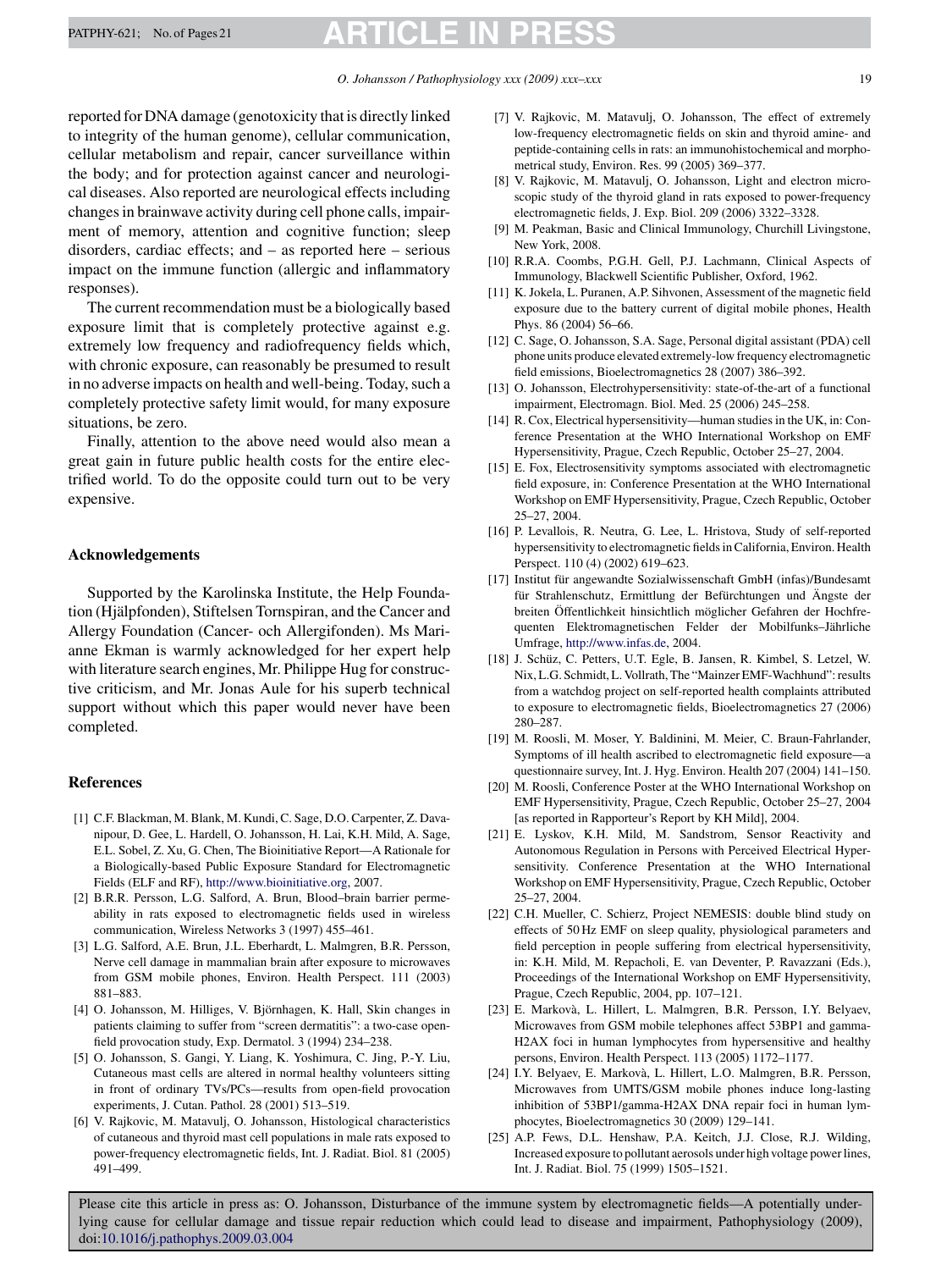reported for DNA damage (genotoxicity that is directly linked to integrity of the human genome), cellular communication, cellular metabolism and repair, cancer surveillance within the body; and for protection against cancer and neurological diseases. Also reported are neurological effects including changes in brainwave activity during cell phone calls, impairment of memory, attention and cognitive function; sleep disorders, cardiac effects; and – as reported here – serious impact on the immune function (allergic and inflammatory responses).

The current recommendation must be a biologically based exposure limit that is completely protective against e.g. extremely low frequency and radiofrequency fields which, with chronic exposure, can reasonably be presumed to result in no adverse impacts on health and well-being. Today, such a completely protective safety limit would, for many exposure situations, be zero.

Finally, attention to the above need would also mean a great gain in future public health costs for the entire electrified world. To do the opposite could turn out to be very expensive.

## Acknowledgements

Supported by the Karolinska Institute, the Help Foundation (Hjälpfonden), Stiftelsen Tornspiran, and the Cancer and Allergy Foundation (Cancer- och Allergifonden). Ms Marianne Ekman is warmly acknowledged for her expert help with literature search engines, Mr. Philippe Hug for constructive criticism, and Mr. Jonas Aule for his superb technical support without which this paper would never have been completed.

## References

[1] C.F. Blackman, M. Blank, M. Kundi, C. Sage, D.O. Carpenter, Z. Davanipour, D. Gee, L. Hardell, O. Johansson, H. Lai, K.H. Mild, A. Sage, E.L. Sobel, Z. Xu, G. Chen, The Bioinitiative Report—A Rationale for a Biologically-based Public Exposure Standard for Electromagnetic Fields (ELF and RF), http://www.bioinitiative.org, 2007.

[2] B.R.R. Persson, L.G. Salford, A. Brun, Blood–brain barrier permeability in rats exposed to electromagnetic fields used in wireless communication, Wireless Networks 3 (1997) 455–461.

[3] L.G. Salford, A.E. Brun, J.L. Eberhardt, L. Malmgren, B.R.R. Persson, Nerve cell damage in mammalian brain after exposure to microwaves from GSM mobile phones, Environ. Health Perspect. 111 (2003) 881–883.

[4] O. Johansson, M. Hilliges, V. Björnhagen, K. Hall, Skin changes in patients claiming to suffer from "screen dermatitis": a two-case open-field provocation study, Exp. Dermatol. 3 (1994) 234–238.

[5] O. Johansson, S. Gangi, Y. Liang, K. Yoshimura, C. Jing, P.-Y. Liu, Cutaneous mast cells are altered in normal healthy volunteers sitting in front of ordinary TVs/PCs—results from open-field provocation experiments, J. Cutan. Pathol. 28 (2001) 513–519.

[6] V. Rajkovic, M. Matavulj, O. Johansson, Histological characteristics of cutaneous and thyroid mast cell populations in male rats exposed to power-frequency electromagnetic fields, Int. J. Radiat. Biol. 81 (2005) 491–499.

[7] V. Rajkovic, M. Matavulj, O. Johansson, The effect of extremely low-frequency electromagnetic fields on skin and thyroid amine- and peptide-containing cells in rats: an immunohistochemical and morphometrical study, Environ. Res. 99 (2005) 369–377.

[8] V. Rajkovic, M. Matavulj, O. Johansson, Light and electron microscopic study of the thyroid gland in rats exposed to power-frequency electromagnetic fields, J. Exp. Biol. 209 (2006) 3322–3328.

[9] M. Peakman, Basic and Clinical Immunology, Churchill Livingstone, New York, 2008.

[10] R.R.A. Coombs, P.G.H. Gell, P.J. Lachmann, Clinical Aspects of Immunology, Blackwell Scientific Publisher, Oxford, 1962.

[11] K. Jokela, L. Puranen, A.P. Sihvonen, Assessment of the magnetic field exposure due to the battery current of digital mobile phones, Health Phys. 86 (2004) 56–66.

[12] C. Sage, O. Johansson, S.A. Sage, Personal digital assistant (PDA) cell phone units produce elevated extremely-low frequency electromagnetic field emissions, Bioelectromagnetics 28 (2007) 386–392.

[13] O. Johansson, Electrohypersensitivity: state-of-the-art of a functional impairment, Electromagn. Biol. Med. 25 (2006) 245–258.

[14] R. Cox, Electrical hypersensitivity—human studies in the UK, in: Conference Presentation at the WHO International Workshop on EMF Hypersensitivity, Prague, Czech Republic, October 25–27, 2004.

[15] E. Fox, Electrosensitivity symptoms associated with electromagnetic field exposure, in: Conference Presentation at the WHO International Workshop on EMF Hypersensitivity, Prague, Czech Republic, October 25–27, 2004.

[16] P. Levallois, R. Neutra, G. Lee, L. Hristova, Study of self-reported hypersensitivity to electromagnetic fields in California, Environ. Health Perspect. 110 (4) (2002) 619–623.

[17] Institut für angewandte Sozialwissenschaft GmbH (infas)/Bundesamt für Strahlenschutz, Ermittlung der Befürchtungen und Ängste der breiten Öffentlichkeit hinsichtlich möglicher Gefahren der Hochfrequenten Elektromagnetischen Felder der Mobilfunks–Jährliche Umfrage, http://www.infas.de, 2004.

[18] J. Schüz, C. Petters, U.T. Egle, B. Jansen, R. Kimbel, S. Letzel, W. Nix, L.G. Schmidt, L. Vollrath, The "Mainzer EMF-Wachhund": results from a watchdog project on self-reported health complaints attributed to exposure to electromagnetic fields, Bioelectromagnetics 27 (2006) 280–287.

[19] M. Roosli, M. Moser, Y. Baldinini, M. Meier, C. Braun-Fahrlander, Symptoms of ill health ascribed to electromagnetic field exposure—a questionnaire survey, Int. J. Hyg. Environ. Health 207 (2004) 141–150.

[20] M. Roosli, Conference Poster at the WHO International Workshop on EMF Hypersensitivity, Prague, Czech Republic, October 25–27, 2004 [as reported in Rapporteur's Report by KH Mild], 2004.

[21] E. Lyskov, K.H. Mild, M. Sandstrom, Sensor Reactivity and Autonomous Regulation in Persons with Perceived Electrical Hypersensitivity. Conference Presentation at the WHO International Workshop on EMF Hypersensitivity, Prague, Czech Republic, October 25–27, 2004.

[22] C.H. Mueller, C. Schierz, Project NEMESIS: double blind study on effects of 50 Hz EMF on sleep quality, physiological parameters and field perception in people suffering from electrical hypersensitivity, in: K.H. Mild, M. Repacholi, E. van Deventer, P. Ravazzani (Eds.), Proceedings of the International Workshop on EMF Hypersensitivity, Prague, Czech Republic, 2004, pp. 107–121.

[23] E. Markovà, L. Hillert, L. Malmgren, B.R. Persson, I.Y. Belyaev, Microwaves from GSM mobile telephones affect 53BP1 and gamma-H2AX foci in human lymphocytes from hypersensitive and healthy persons, Environ. Health Perspect. 113 (2005) 1172–1177.

[24] I.Y. Belyaev, E. Markovà, L. Hillert, L.O. Malmgren, B.R. Persson, Microwaves from UMTS/GSM mobile phones induce long-lasting inhibition of 53BP1/gamma-H2AX DNA repair foci in human lymphocytes, Bioelectromagnetics 30 (2009) 129–141.

[25] A.P. Fews, D.L. Henshaw, P.A. Keitch, J.J. Close, R.J. Wilding, Increased exposure to pollutant aerosols under high voltage power lines, Int. J. Radiat. Biol. 75 (1999) 1505–1521.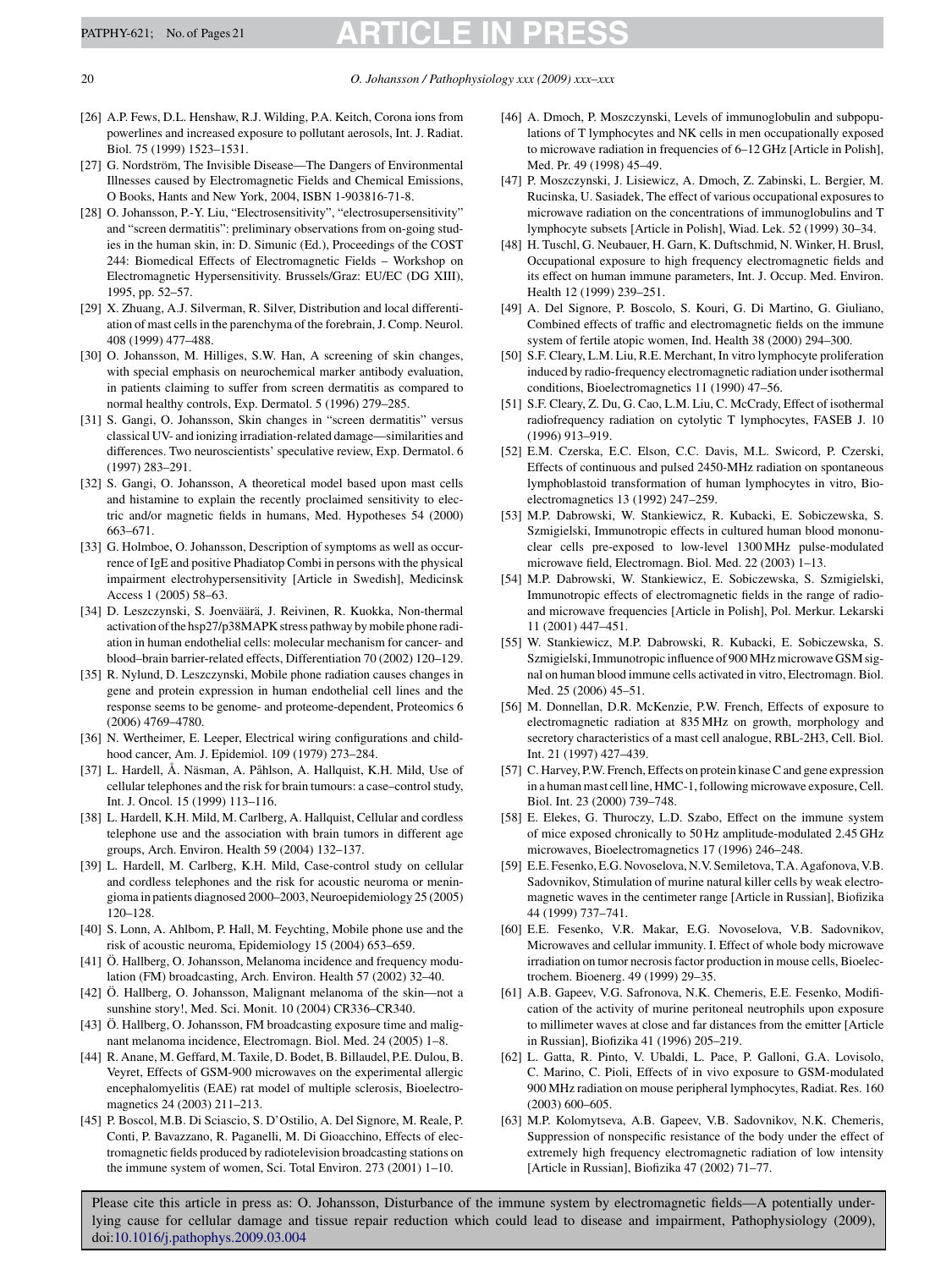[26] A.P. Fews, D.L. Henshaw, R.J. Wilding, P.A. Keitch, Corona ions from powerlines and increased exposure to pollutant aerosols, Int. J. Radiat. Biol. 75 (1999) 1523–1531.

[27] G. Nordström, The Invisible Disease—The Dangers of Environmental Illnesses caused by Electromagnetic Fields and Chemical Emissions, O Books, Hants and New York, 2004, ISBN 1-903816-71-8.

[28] O. Johansson, P.-Y. Liu, "Electrosensitivity", "electrosupersensitivity" and "screen dermatitis": preliminary observations from on-going studies in the human skin, in: D. Simunic (Ed.), Proceedings of the COST 244: Biomedical Effects of Electromagnetic Fields – Workshop on Electromagnetic Hypersensitivity. Brussels/Graz: EU/EC (DG XIII), 1995, pp. 52–57.

[29] X. Zhuang, A.J. Silverman, R. Silver, Distribution and local differentiation of mast cells in the parenchyma of the forebrain, J. Comp. Neurol. 408 (1999) 477–488.

[30] O. Johansson, M. Hilliges, S.W. Han, A screening of skin changes, with special emphasis on neurochemical marker antibody evaluation, in patients claiming to suffer from screen dermatitis as compared to normal healthy controls, Exp. Dermatol. 5 (1996) 279–285.

[31] S. Gangi, O. Johansson, Skin changes in "screen dermatitis" versus classical UV- and ionizing irradiation-related damage—similarities and differences. Two neuroscientists' speculative review, Exp. Dermatol. 6 (1997) 283–291.

[32] S. Gangi, O. Johansson, A theoretical model based upon mast cells and histamine to explain the recently proclaimed sensitivity to electric and/or magnetic fields in humans, Med. Hypotheses 54 (2000) 663–671.

[33] G. Holmboe, O. Johansson, Description of symptoms as well as occurrence of IgE and positive Phadiatop Combi in persons with the physical impairment electrohypersensitivity [Article in Swedish], Medicinsk Access 1 (2005) 58–63.

[34] D. Leszczynski, S. Joenväärä, J. Reivinen, R. Kuokka, Non-thermal activation of the hsp27/p38MAPK stress pathway by mobile phone radiation in human endothelial cells: molecular mechanism for cancer- and blood–brain barrier-related effects, Differentiation 70 (2002) 120–129.

[35] R. Nylund, D. Leszczynski, Mobile phone radiation causes changes in gene and protein expression in human endothelial cell lines and the response seems to be genome- and proteome-dependent, Proteomics 6 (2006) 4769–4780.

[36] N. Wertheimer, E. Leeper, Electrical wiring configurations and childhood cancer, Am. J. Epidemiol. 109 (1979) 273–284.

[37] L. Hardell, Å. Näsman, A. Påhlson, A. Hallquist, K.H. Mild, Use of cellular telephones and the risk for brain tumours: a case–control study, Int. J. Oncol. 15 (1999) 113–116.

[38] L. Hardell, K.H. Mild, M. Carlberg, A. Hallquist, Cellular and cordless telephone use and the association with brain tumors in different age groups, Arch. Environ. Health 59 (2004) 132–137.

[39] L. Hardell, M. Carlberg, K.H. Mild, Case-control study on cellular and cordless telephones and the risk for acoustic neuroma or meningioma in patients diagnosed 2000–2003, Neuroepidemiology 25 (2005) 120–128.

[40] S. Lonn, A. Ahlbom, P. Hall, M. Feychting, Mobile phone use and the risk of acoustic neuroma, Epidemiology 15 (2004) 653–659.

[41] Ö. Hallberg, O. Johansson, Melanoma incidence and frequency modulation (FM) broadcasting, Arch. Environ. Health 57 (2002) 32–40.

[42] Ö. Hallberg, O. Johansson, Malignant melanoma of the skin—not a sunshine story!, Med. Sci. Monit. 10 (2004) CR336–CR340.

[43] Ö. Hallberg, O. Johansson, FM broadcasting exposure time and malignant melanoma incidence, Electromagn. Biol. Med. 24 (2005) 1–8.

[44] R. Anane, M. Geffard, M. Taxile, D. Bodet, B. Billaudel, P.E. Dulou, B. Veyret, Effects of GSM-900 microwaves on the experimental allergic encephalomyelitis (EAE) rat model of multiple sclerosis, Bioelectromagnetics 24 (2003) 211–213.

[45] P. Boscol, M.B. Di Sciascio, S. D'Ostilio, A. Del Signore, M. Reale, P. Conti, P. Bavazzano, R. Paganelli, M. Di Gioacchino, Effects of electromagnetic fields produced by radiotelevision broadcasting stations on the immune system of women, Sci. Total Environ. 273 (2001) 1–10.

[46] A. Dmoch, P. Moszczynski, Levels of immunoglobulin and subpopulations of T lymphocytes and NK cells in men occupationally exposed to microwave radiation in frequencies of 6–12 GHz [Article in Polish], Med. Pr. 49 (1998) 45–49.

[47] P. Moszczynski, J. Lisiewicz, A. Dmoch, Z. Zabinski, L. Bergier, M. Rucinska, U. Sasiadek, The effect of various occupational exposures to microwave radiation on the concentrations of immunoglobulins and T lymphocyte subsets [Article in Polish], Wiad. Lek. 52 (1999) 30–34.

[48] H. Tuschl, G. Neubauer, H. Garn, K. Duftschmid, N. Winker, H. Brusl, Occupational exposure to high frequency electromagnetic fields and its effect on human immune parameters, Int. J. Occup. Med. Environ. Health 12 (1999) 239–251.

[49] A. Del Signore, P. Boscolo, S. Kouri, G. Di Martino, G. Giuliano, Combined effects of traffic and electromagnetic fields on the immune system of fertile atopic women, Ind. Health 38 (2000) 294–300.

[50] S.F. Cleary, L.M. Liu, R.E. Merchant, In vitro lymphocyte proliferation induced by radio-frequency electromagnetic radiation under isothermal conditions, Bioelectromagnetics 11 (1990) 47–56.

[51] S.F. Cleary, Z. Du, G. Cao, L.M. Liu, C. McCrady, Effect of isothermal radiofrequency radiation on cytolytic T lymphocytes, FASEB J. 10 (1996) 913–919.

[52] E.M. Czerska, E.C. Elson, C.C. Davis, M.L. Swicord, P. Czerski, Effects of continuous and pulsed 2450-MHz radiation on spontaneous lymphoblastoid transformation of human lymphocytes in vitro, Bioelectromagnetics 13 (1992) 247–259.

[53] M.P. Dabrowski, W. Stankiewicz, R. Kubacki, E. Sobiczewska, S. Szmigielski, Immunotropic effects in cultured human blood mononuclear cells pre-exposed to low-level 1300 MHz pulse-modulated microwave field, Electromagn. Biol. Med. 22 (2003) 1–13.

[54] M.P. Dabrowski, W. Stankiewicz, E. Sobiczewska, S. Szmigielski, Immunotropic effects of electromagnetic fields in the range of radio- and microwave frequencies [Article in Polish], Pol. Merkur. Lekarski 11 (2001) 447–451.

[55] W. Stankiewicz, M.P. Dabrowski, R. Kubacki, E. Sobiczewska, S. Szmigielski, Immunotropic influence of 900 MHz microwave GSM signal on human blood immune cells activated in vitro, Electromagn. Biol. Med. 25 (2006) 45–51.

[56] M. Donnellan, D.R. McKenzie, P.W. French, Effects of exposure to electromagnetic radiation at 835 MHz on growth, morphology and secretory characteristics of a mast cell analogue, RBL-2H3, Cell. Biol. Int. 21 (1997) 427–439.

[57] C. Harvey, P.W. French, Effects on protein kinase C and gene expression in a human mast cell line, HMC-1, following microwave exposure, Cell. Biol. Int. 23 (2000) 739–748.

[58] E. Elekes, G. Thuroczy, L.D. Szabo, Effect on the immune system of mice exposed chronically to 50 Hz amplitude-modulated 2.45 GHz microwaves, Bioelectromagnetics 17 (1996) 246–248.

[59] E.E. Fesenko, E.G. Novoselova, N.V. Semiletova, T.A. Agafonova, V.B. Sadovnikov, Stimulation of murine natural killer cells by weak electromagnetic waves in the centimeter range [Article in Russian], Biofizika 44 (1999) 737–741.

[60] E.E. Fesenko, V.R. Makar, E.G. Novoselova, V.B. Sadovnikov, Microwaves and cellular immunity. I. Effect of whole body microwave irradiation on tumor necrosis factor production in mouse cells, Bioelectrochem. Bioenerg. 49 (1999) 29–35.

[61] A.B. Gapeev, V.G. Safronova, N.K. Chemeris, E.E. Fesenko, Modification of the activity of murine peritoneal neutrophils upon exposure to millimeter waves at close and far distances from the emitter [Article in Russian], Biofizika 41 (1996) 205–219.

[62] L. Gatta, R. Pinto, V. Ubaldi, L. Pace, P. Galloni, G.A. Lovisolo, C. Marino, C. Pioli, Effects of in vivo exposure to GSM-modulated 900 MHz radiation on mouse peripheral lymphocytes, Radiat. Res. 160 (2003) 600–605.

[63] M.P. Kolomytseva, A.B. Gapeev, V.B. Sadovnikov, N.K. Chemeris, Suppression of nonspecific resistance of the body under the effect of extremely high frequency electromagnetic radiation of low intensity [Article in Russian], Biofizika 47 (2002) 71–77.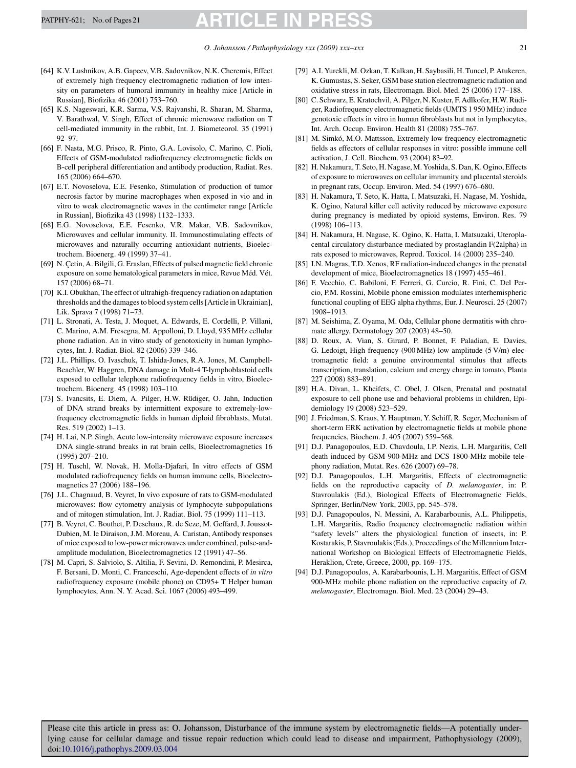[64] K.V. Lushnikov, A.B. Gapeev, V.B. Sadovnikov, N.K. Cheremis, Effect of extremely high frequency electromagnetic radiation of low intensity on parameters of humoral immunity in healthy mice [Article in Russian], Biofizika 46 (2001) 753–760.

[65] K.S. Nageswari, K.R. Sarma, V.S. Rajvanshi, R. Sharan, M. Sharma, V. Barathwal, V. Singh, Effect of chronic microwave radiation on T cell-mediated immunity in the rabbit, Int. J. Biometeorol. 35 (1991) 92–97.

[66] F. Nasta, M.G. Prisco, R. Pinto, G.A. Lovisolo, C. Marino, C. Pioli, Effects of GSM-modulated radiofrequency electromagnetic fields on B-cell peripheral differentiation and antibody production, Radiat. Res. 165 (2006) 664–670.

[67] E.T. Novoselova, E.E. Fesenko, Stimulation of production of tumor necrosis factor by murine macrophages when exposed in vio and in vitro to weak electromagnetic waves in the centimeter range [Article in Russian], Biofizika 43 (1998) 1132–1333.

[68] E.G. Novoselova, E.E. Fesenko, V.R. Makar, V.B. Sadovnikov, Microwaves and cellular immunity. II. Immunostimulating effects of microwaves and naturally occurring antioxidant nutrients, Bioelectrochem. Bioenerg. 49 (1999) 37–41.

[69] N. Çetin, A. Bilgili, G. Eraslan, Effects of pulsed magnetic field chronic exposure on some hematological parameters in mice, Revue Méd. Vét. 157 (2006) 68–71.

[70] K.I. Obukhan, The effect of ultrahigh-frequency radiation on adaptation thresholds and the damages to blood system cells [Article in Ukrainian], Lik. Sprava 7 (1998) 71–73.

[71] L. Stronati, A. Testa, J. Moquet, A. Edwards, E. Cordelli, P. Villani, C. Marino, A.M. Fresegna, M. Appolloni, D. Lloyd, 935 MHz cellular phone radiation. An in vitro study of genotoxicity in human lymphocytes, Int. J. Radiat. Biol. 82 (2006) 339–346.

[72] J.L. Phillips, O. Ivaschuk, T. Ishida-Jones, R.A. Jones, M. Campbell-Beachler, W. Haggren, DNA damage in Molt-4 T-lymphoblastoid cells exposed to cellular telephone radiofrequency fields in vitro, Bioelectrochem. Bioenerg. 45 (1998) 103–110.

[73] S. Ivancsits, E. Diem, A. Pilger, H.W. Rüdiger, O. Jahn, Induction of DNA strand breaks by intermittent exposure to extremely-low-frequency electromagnetic fields in human diploid fibroblasts, Mutat. Res. 519 (2002) 1–13.

[74] H. Lai, N.P. Singh, Acute low-intensity microwave exposure increases DNA single-strand breaks in rat brain cells, Bioelectromagnetics 16 (1995) 207–210.

[75] H. Tuschl, W. Novak, H. Molla-Djafari, In vitro effects of GSM modulated radiofrequency fields on human immune cells, Bioelectromagnetics 27 (2006) 188–196.

[76] J.L. Chagnaud, B. Veyret, In vivo exposure of rats to GSM-modulated microwaves: flow cytometry analysis of lymphocyte subpopulations and of mitogen stimulation, Int. J. Radiat. Biol. 75 (1999) 111–113.

[77] B. Veyret, C. Bouthet, P. Deschaux, R. de Seze, M. Geffard, J. Joussot-Dubien, M. le Diraison, J.M. Moreau, A. Caristan, Antibody responses of mice exposed to low-power microwaves under combined, pulse-and-amplitude modulation, Bioelectromagnetics 12 (1991) 47–56.

[78] M. Capri, S. Salvioli, S. Altilia, F. Sevini, D. Remondini, P. Mesirca, F. Bersani, D. Monti, C. Franceschi, Age-dependent effects of *in vitro* radiofrequency exposure (mobile phone) on CD95+ T Helper human lymphocytes, Ann. N. Y. Acad. Sci. 1067 (2006) 493–499.

[79] A.I. Yurekli, M. Ozkan, T. Kalkan, H. Saybasili, H. Tuncel, P. Atukeren, K. Gumustas, S. Seker, GSM base station electromagnetic radiation and oxidative stress in rats, Electromagn. Biol. Med. 25 (2006) 177–188.

[80] C. Schwarz, E. Kratochvil, A. Pilger, N. Kuster, F. Adlkofer, H.W. Rüdiger, Radiofrequency electromagnetic fields (UMTS 1 950 MHz) induce genotoxic effects in vitro in human fibroblasts but not in lymphocytes, Int. Arch. Occup. Environ. Health 81 (2008) 755–767.

[81] M. Simkó, M.O. Mattsson, Extremely low frequency electromagnetic fields as effectors of cellular responses in vitro: possible immune cell activation, J. Cell. Biochem. 93 (2004) 83–92.

[82] H. Nakamura, T. Seto, H. Nagase, M. Yoshida, S. Dan, K. Ogino, Effects of exposure to microwaves on cellular immunity and placental steroids in pregnant rats, Occup. Environ. Med. 54 (1997) 676–680.

[83] H. Nakamura, T. Seto, K. Hatta, I. Matsuzaki, H. Nagase, M. Yoshida, K. Ogino, Natural killer cell activity reduced by microwave exposure during pregnancy is mediated by opioid systems, Environ. Res. 79 (1998) 106–113.

[84] H. Nakamura, H. Nagase, K. Ogino, K. Hatta, I. Matsuzaki, Uteroplacental circulatory disturbance mediated by prostaglandin F(2alpha) in rats exposed to microwaves, Reprod. Toxicol. 14 (2000) 235–240.

[85] I.N. Magras, T.D. Xenos, RF radiation-induced changes in the prenatal development of mice, Bioelectromagnetics 18 (1997) 455–461.

[86] F. Vecchio, C. Babiloni, F. Ferreri, G. Curcio, R. Fini, C. Del Percio, P.M. Rossini, Mobile phone emission modulates interhemispheric functional coupling of EEG alpha rhythms, Eur. J. Neurosci. 25 (2007) 1908–1913.

[87] M. Seishima, Z. Oyama, M. Oda, Cellular phone dermatitis with chromate allergy, Dermatology 207 (2003) 48–50.

[88] D. Roux, A. Vian, S. Girard, P. Bonnet, F. Paladian, E. Davies, G. Ledoigt, High frequency (900 MHz) low amplitude (5 V/m) electromagnetic field: a genuine environmental stimulus that affects transcription, translation, calcium and energy charge in tomato, Planta 227 (2008) 883–891.

[89] H.A. Divan, L. Kheifets, C. Obel, J. Olsen, Prenatal and postnatal exposure to cell phone use and behavioral problems in children, Epidemiology 19 (2008) 523–529.

[90] J. Friedman, S. Kraus, Y. Hauptman, Y. Schiff, R. Seger, Mechanism of short-term ERK activation by electromagnetic fields at mobile phone frequencies, Biochem. J. 405 (2007) 559–568.

[91] D.J. Panagopoulos, E.D. Chavdoula, I.P. Nezis, L.H. Margaritis, Cell death induced by GSM 900-MHz and DCS 1800-MHz mobile telephony radiation, Mutat. Res. 626 (2007) 69–78.

[92] D.J. Panagopoulos, L.H. Margaritis, Effects of electromagnetic fields on the reproductive capacity of *D. melanogaster*, in: P. Stavroulakis (Ed.), Biological Effects of Electromagnetic Fields, Springer, Berlin/New York, 2003, pp. 545–578.

[93] D.J. Panagopoulos, N. Messini, A. Karabarbounis, A.L. Philippetis, L.H. Margaritis, Radio frequency electromagnetic radiation within "safety levels" alters the physiological function of insects, in: P. Kostarakis, P. Stavroulakis (Eds.), Proceedings of the Millennium International Workshop on Biological Effects of Electromagnetic Fields, Heraklion, Crete, Greece, 2000, pp. 169–175.

[94] D.J. Panagopoulos, A. Karabarbounis, L.H. Margaritis, Effect of GSM 900-MHz mobile phone radiation on the reproductive capacity of *D. melanogaster*, Electromagn. Biol. Med. 23 (2004) 29–43.

Please cite this article in press as: O. Johansson, Disturbance of the immune system by electromagnetic fields—A potentially underlying cause for cellular damage and tissue repair reduction which could lead to disease and impairment, Pathophysiology (2009), doi:10.1016/j.pathophys.2009.03.004